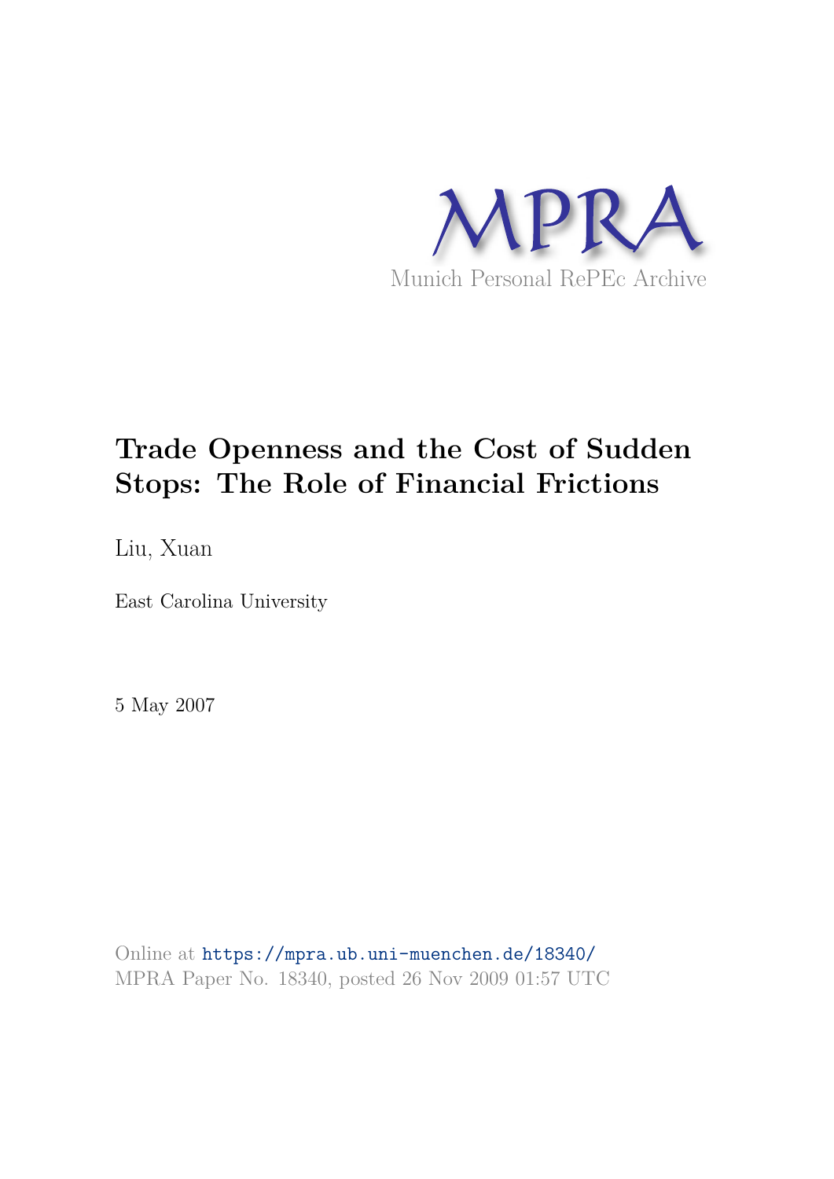MPRA

Munich Personal RePEc Archive

# Trade Openness and the Cost of Sudden Stops: The Role of Financial Frictions

Liu, Xuan

East Carolina University

5 May 2007

Online at https://mpra.ub.uni-muenchen.de/18340/
MPRA Paper No. 18340, posted 26 Nov 2009 01:57 UTC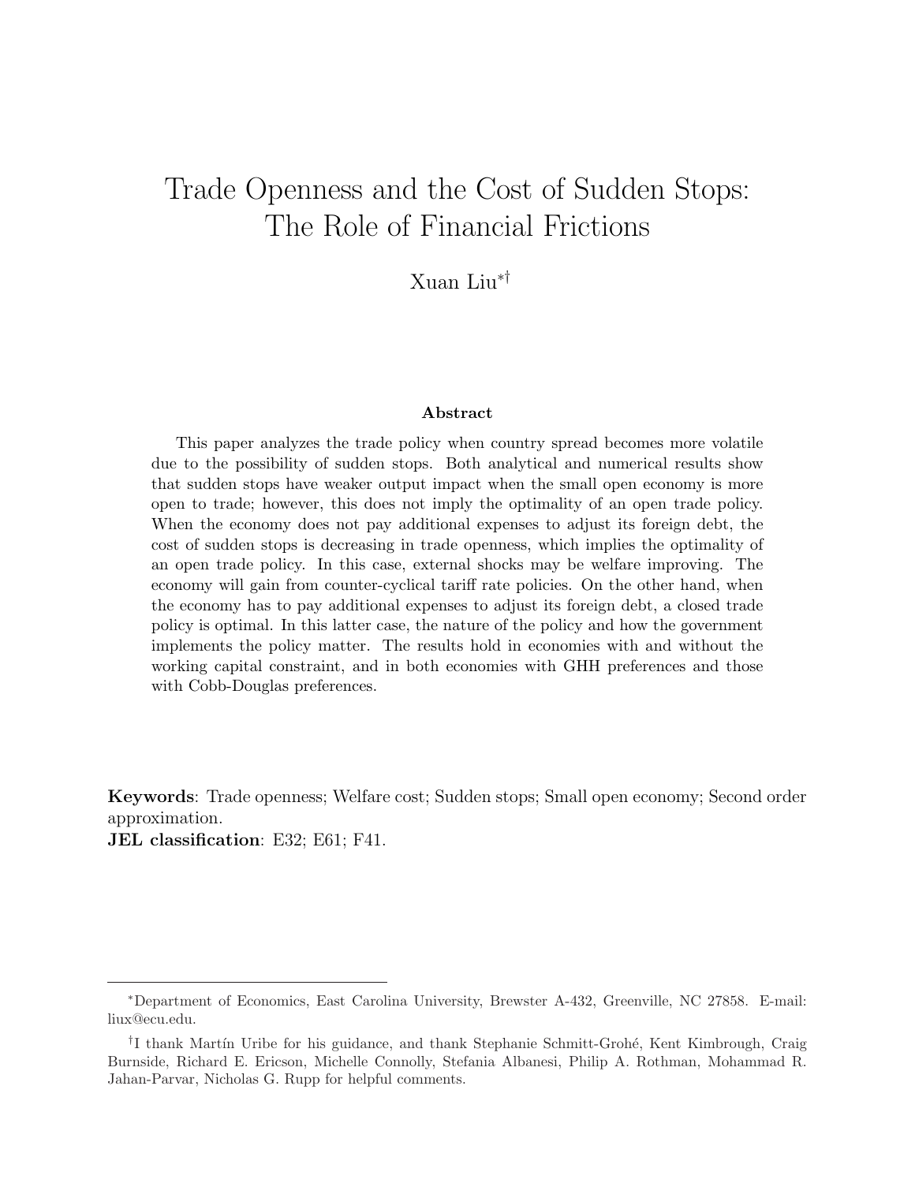# Trade Openness and the Cost of Sudden Stops: The Role of Financial Frictions

Xuan Liu[*,†]

### Abstract

This paper analyzes the trade policy when country spread becomes more volatile due to the possibility of sudden stops. Both analytical and numerical results show that sudden stops have weaker output impact when the small open economy is more open to trade; however, this does not imply the optimality of an open trade policy. When the economy does not pay additional expenses to adjust its foreign debt, the cost of sudden stops is decreasing in trade openness, which implies the optimality of an open trade policy. In this case, external shocks may be welfare improving. The economy will gain from counter-cyclical tariff rate policies. On the other hand, when the economy has to pay additional expenses to adjust its foreign debt, a closed trade policy is optimal. In this latter case, the nature of the policy and how the government implements the policy matter. The results hold in economies with and without the working capital constraint, and in both economies with GHH preferences and those with Cobb-Douglas preferences.

**Keywords**: Trade openness; Welfare cost; Sudden stops; Small open economy; Second order approximation.
**JEL classification**: E32; E61; F41.

---

[*] Department of Economics, East Carolina University, Brewster A-432, Greenville, NC 27858. E-mail: liux@ecu.edu.

[†] I thank Martín Uribe for his guidance, and thank Stephanie Schmitt-Grohé, Kent Kimbrough, Craig Burnside, Richard E. Ericson, Michelle Connolly, Stefania Albanesi, Philip A. Rothman, Mohammad R. Jahan-Parvar, Nicholas G. Rupp for helpful comments.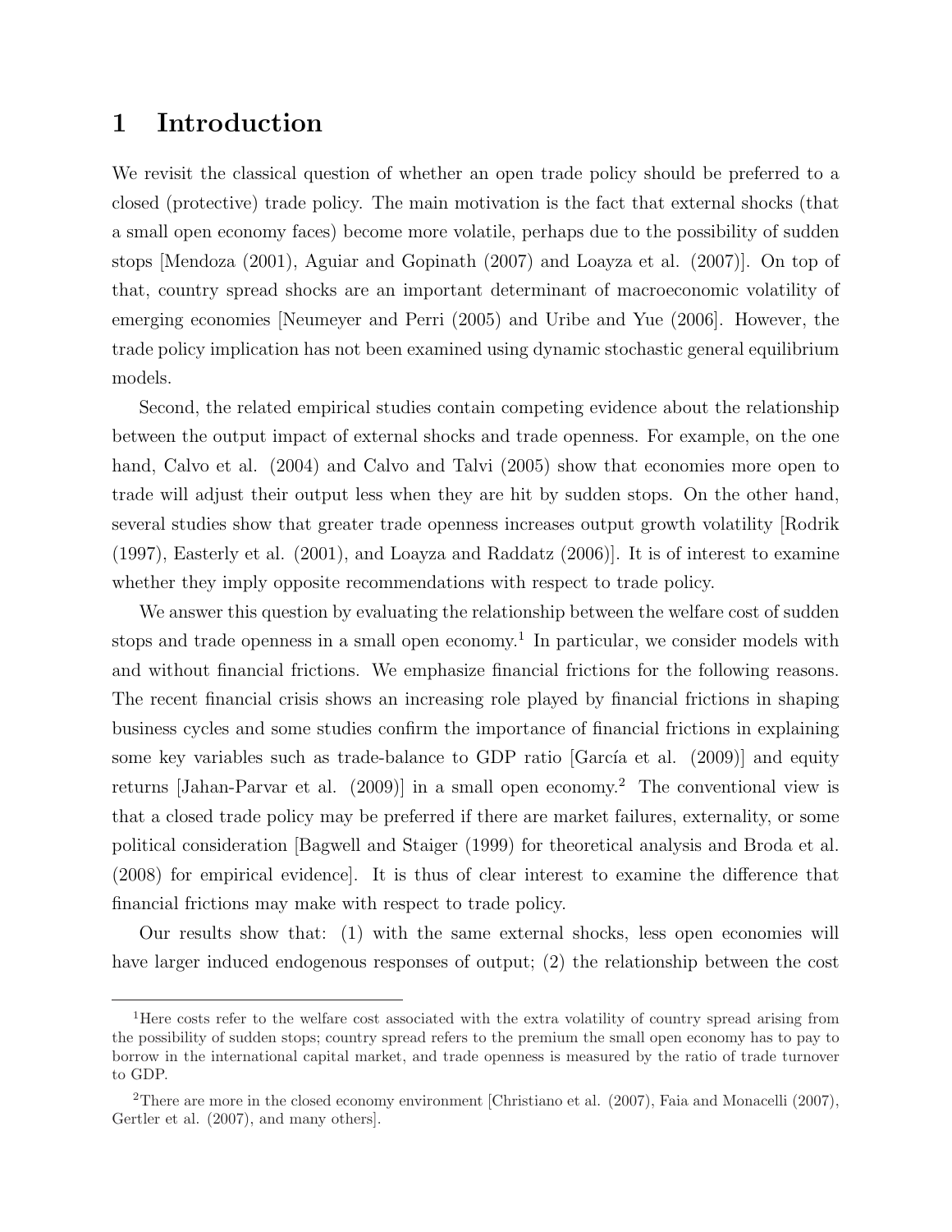# 1 Introduction

We revisit the classical question of whether an open trade policy should be preferred to a closed (protective) trade policy. The main motivation is the fact that external shocks (that a small open economy faces) become more volatile, perhaps due to the possibility of sudden stops [Mendoza (2001), Aguiar and Gopinath (2007) and Loayza et al. (2007)]. On top of that, country spread shocks are an important determinant of macroeconomic volatility of emerging economies [Neumeyer and Perri (2005) and Uribe and Yue (2006]. However, the trade policy implication has not been examined using dynamic stochastic general equilibrium models.

Second, the related empirical studies contain competing evidence about the relationship between the output impact of external shocks and trade openness. For example, on the one hand, Calvo et al. (2004) and Calvo and Talvi (2005) show that economies more open to trade will adjust their output less when they are hit by sudden stops. On the other hand, several studies show that greater trade openness increases output growth volatility [Rodrik (1997), Easterly et al. (2001), and Loayza and Raddatz (2006)]. It is of interest to examine whether they imply opposite recommendations with respect to trade policy.

We answer this question by evaluating the relationship between the welfare cost of sudden stops and trade openness in a small open economy.[1] In particular, we consider models with and without financial frictions. We emphasize financial frictions for the following reasons. The recent financial crisis shows an increasing role played by financial frictions in shaping business cycles and some studies confirm the importance of financial frictions in explaining some key variables such as trade-balance to GDP ratio [García et al. (2009)] and equity returns [Jahan-Parvar et al. (2009)] in a small open economy.[2] The conventional view is that a closed trade policy may be preferred if there are market failures, externality, or some political consideration [Bagwell and Staiger (1999) for theoretical analysis and Broda et al. (2008) for empirical evidence]. It is thus of clear interest to examine the difference that financial frictions may make with respect to trade policy.

Our results show that: (1) with the same external shocks, less open economies will have larger induced endogenous responses of output; (2) the relationship between the cost

---

[1] Here costs refer to the welfare cost associated with the extra volatility of country spread arising from the possibility of sudden stops; country spread refers to the premium the small open economy has to pay to borrow in the international capital market, and trade openness is measured by the ratio of trade turnover to GDP.

[2] There are more in the closed economy environment [Christiano et al. (2007), Faia and Monacelli (2007), Gertler et al. (2007), and many others].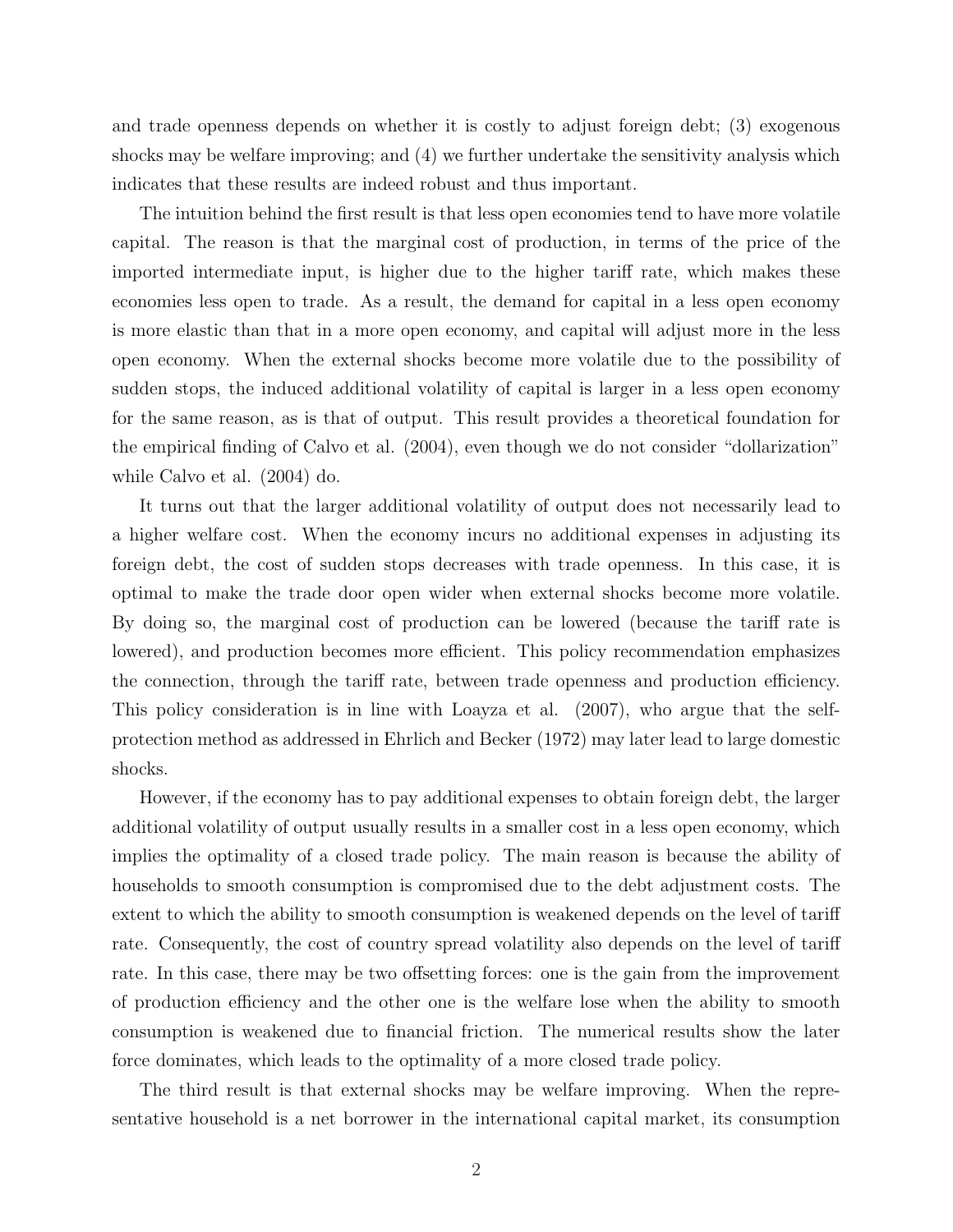and trade openness depends on whether it is costly to adjust foreign debt; (3) exogenous shocks may be welfare improving; and (4) we further undertake the sensitivity analysis which indicates that these results are indeed robust and thus important.

The intuition behind the first result is that less open economies tend to have more volatile capital. The reason is that the marginal cost of production, in terms of the price of the imported intermediate input, is higher due to the higher tariff rate, which makes these economies less open to trade. As a result, the demand for capital in a less open economy is more elastic than that in a more open economy, and capital will adjust more in the less open economy. When the external shocks become more volatile due to the possibility of sudden stops, the induced additional volatility of capital is larger in a less open economy for the same reason, as is that of output. This result provides a theoretical foundation for the empirical finding of Calvo et al. (2004), even though we do not consider "dollarization" while Calvo et al. (2004) do.

It turns out that the larger additional volatility of output does not necessarily lead to a higher welfare cost. When the economy incurs no additional expenses in adjusting its foreign debt, the cost of sudden stops decreases with trade openness. In this case, it is optimal to make the trade door open wider when external shocks become more volatile. By doing so, the marginal cost of production can be lowered (because the tariff rate is lowered), and production becomes more efficient. This policy recommendation emphasizes the connection, through the tariff rate, between trade openness and production efficiency. This policy consideration is in line with Loayza et al. (2007), who argue that the self-protection method as addressed in Ehrlich and Becker (1972) may later lead to large domestic shocks.

However, if the economy has to pay additional expenses to obtain foreign debt, the larger additional volatility of output usually results in a smaller cost in a less open economy, which implies the optimality of a closed trade policy. The main reason is because the ability of households to smooth consumption is compromised due to the debt adjustment costs. The extent to which the ability to smooth consumption is weakened depends on the level of tariff rate. Consequently, the cost of country spread volatility also depends on the level of tariff rate. In this case, there may be two offsetting forces: one is the gain from the improvement of production efficiency and the other one is the welfare lose when the ability to smooth consumption is weakened due to financial friction. The numerical results show the later force dominates, which leads to the optimality of a more closed trade policy.

The third result is that external shocks may be welfare improving. When the representative household is a net borrower in the international capital market, its consumption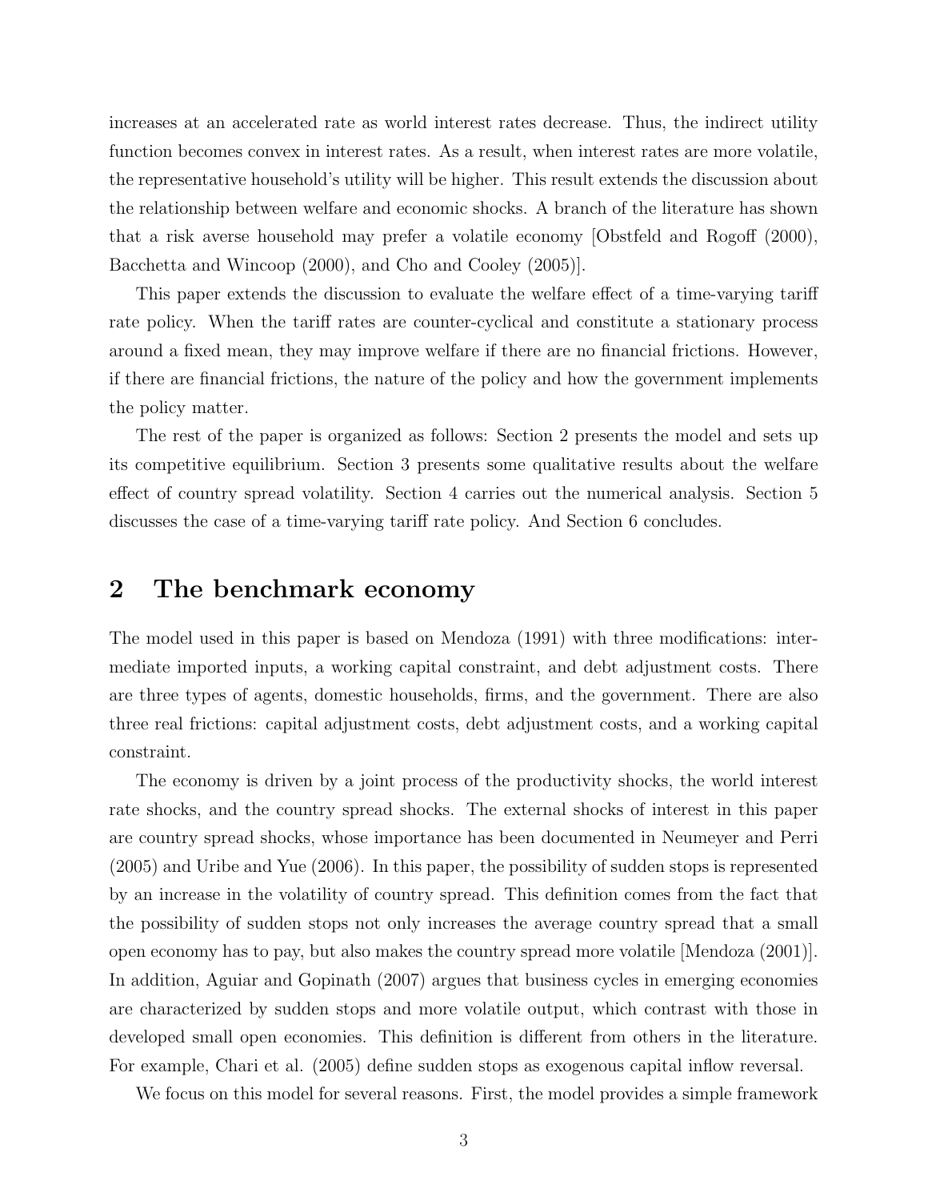increases at an accelerated rate as world interest rates decrease. Thus, the indirect utility function becomes convex in interest rates. As a result, when interest rates are more volatile, the representative household's utility will be higher. This result extends the discussion about the relationship between welfare and economic shocks. A branch of the literature has shown that a risk averse household may prefer a volatile economy [Obstfeld and Rogoff (2000), Bacchetta and Wincoop (2000), and Cho and Cooley (2005)].

This paper extends the discussion to evaluate the welfare effect of a time-varying tariff rate policy. When the tariff rates are counter-cyclical and constitute a stationary process around a fixed mean, they may improve welfare if there are no financial frictions. However, if there are financial frictions, the nature of the policy and how the government implements the policy matter.

The rest of the paper is organized as follows: Section 2 presents the model and sets up its competitive equilibrium. Section 3 presents some qualitative results about the welfare effect of country spread volatility. Section 4 carries out the numerical analysis. Section 5 discusses the case of a time-varying tariff rate policy. And Section 6 concludes.

## 2 The benchmark economy

The model used in this paper is based on Mendoza (1991) with three modifications: intermediate imported inputs, a working capital constraint, and debt adjustment costs. There are three types of agents, domestic households, firms, and the government. There are also three real frictions: capital adjustment costs, debt adjustment costs, and a working capital constraint.

The economy is driven by a joint process of the productivity shocks, the world interest rate shocks, and the country spread shocks. The external shocks of interest in this paper are country spread shocks, whose importance has been documented in Neumeyer and Perri (2005) and Uribe and Yue (2006). In this paper, the possibility of sudden stops is represented by an increase in the volatility of country spread. This definition comes from the fact that the possibility of sudden stops not only increases the average country spread that a small open economy has to pay, but also makes the country spread more volatile [Mendoza (2001)]. In addition, Aguiar and Gopinath (2007) argues that business cycles in emerging economies are characterized by sudden stops and more volatile output, which contrast with those in developed small open economies. This definition is different from others in the literature. For example, Chari et al. (2005) define sudden stops as exogenous capital inflow reversal.

We focus on this model for several reasons. First, the model provides a simple framework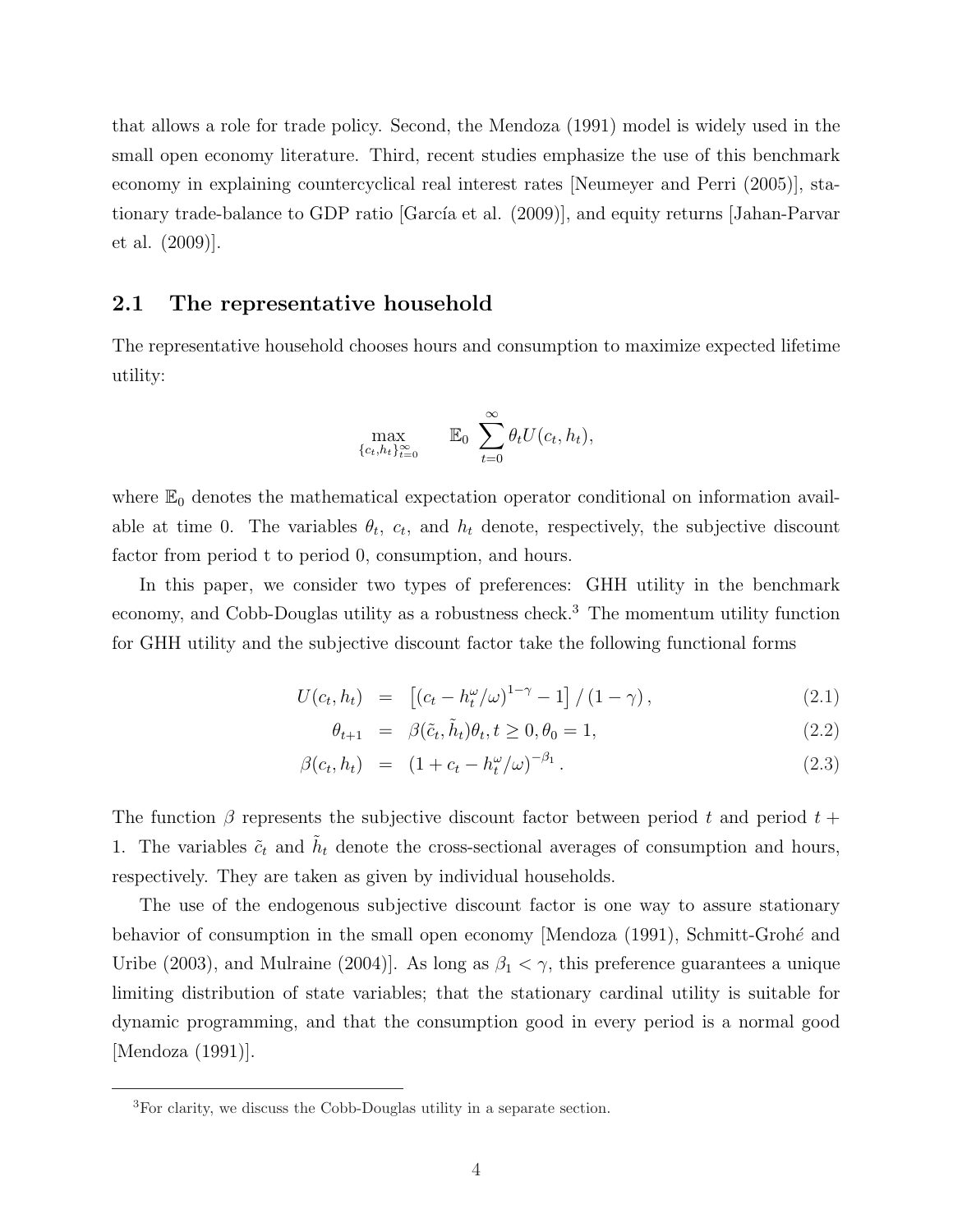that allows a role for trade policy. Second, the Mendoza (1991) model is widely used in the small open economy literature. Third, recent studies emphasize the use of this benchmark economy in explaining countercyclical real interest rates [Neumeyer and Perri (2005)], stationary trade-balance to GDP ratio [García et al. (2009)], and equity returns [Jahan-Parvar et al. (2009)].

## 2.1 The representative household

The representative household chooses hours and consumption to maximize expected lifetime utility:

$$\max_{\{c_t, h_t\}_{t=0}^{\infty}} \qquad \mathbb{E}_0 \sum_{t=0}^{\infty} \theta_t U(c_t, h_t),$$

where $\mathbb{E}_0$ denotes the mathematical expectation operator conditional on information available at time 0. The variables $\theta_t$, $c_t$, and $h_t$ denote, respectively, the subjective discount factor from period t to period 0, consumption, and hours.

In this paper, we consider two types of preferences: GHH utility in the benchmark economy, and Cobb-Douglas utility as a robustness check.[3] The momentum utility function for GHH utility and the subjective discount factor take the following functional forms

$$U(c_t, h_t) = \left[ (c_t - h_t^{\omega}/\omega)^{1-\gamma} - 1 \right] / (1-\gamma), \tag{2.1}$$

$$\theta_{t+1} = \beta(\tilde{c}_t, \tilde{h}_t)\theta_t, t \geq 0, \theta_0 = 1, \tag{2.2}$$

$$\beta(c_t, h_t) = (1 + c_t - h_t^{\omega}/\omega)^{-\beta_1}. \tag{2.3}$$

The function $\beta$ represents the subjective discount factor between period $t$ and period $t+1$. The variables $\tilde{c}_t$ and $\tilde{h}_t$ denote the cross-sectional averages of consumption and hours, respectively. They are taken as given by individual households.

The use of the endogenous subjective discount factor is one way to assure stationary behavior of consumption in the small open economy [Mendoza (1991), Schmitt-Grohé and Uribe (2003), and Mulraine (2004)]. As long as $\beta_1 < \gamma$, this preference guarantees a unique limiting distribution of state variables; that the stationary cardinal utility is suitable for dynamic programming, and that the consumption good in every period is a normal good [Mendoza (1991)].

[3] For clarity, we discuss the Cobb-Douglas utility in a separate section.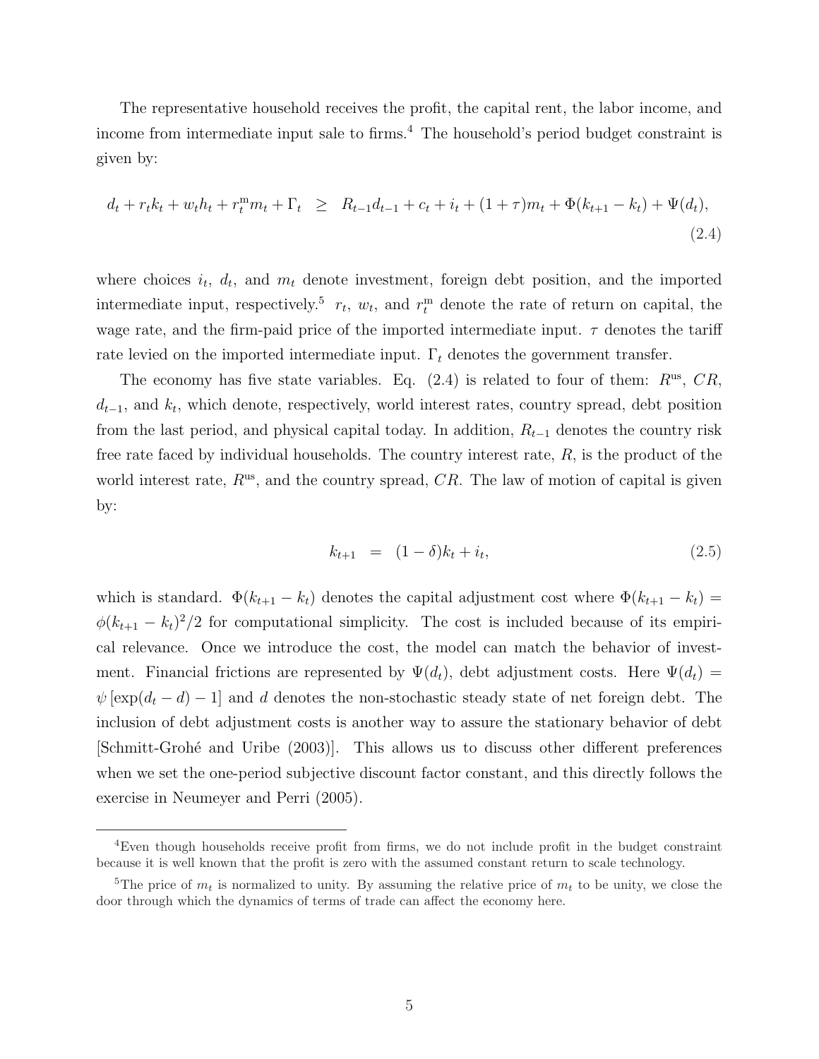The representative household receives the profit, the capital rent, the labor income, and income from intermediate input sale to firms.[4] The household's period budget constraint is given by:

$$d_t + r_t k_t + w_t h_t + r_t^{\mathrm{m}} m_t + \Gamma_t \;\; \geq \;\; R_{t-1} d_{t-1} + c_t + i_t + (1+\tau) m_t + \Phi(k_{t+1} - k_t) + \Psi(d_t), \tag{2.4}$$

where choices $i_t$, $d_t$, and $m_t$ denote investment, foreign debt position, and the imported intermediate input, respectively.[5] $r_t$, $w_t$, and $r_t^{\mathrm{m}}$ denote the rate of return on capital, the wage rate, and the firm-paid price of the imported intermediate input. $\tau$ denotes the tariff rate levied on the imported intermediate input. $\Gamma_t$ denotes the government transfer.

The economy has five state variables. Eq. (2.4) is related to four of them: $R^{\mathrm{us}}$, $CR$, $d_{t-1}$, and $k_t$, which denote, respectively, world interest rates, country spread, debt position from the last period, and physical capital today. In addition, $R_{t-1}$ denotes the country risk free rate faced by individual households. The country interest rate, $R$, is the product of the world interest rate, $R^{\mathrm{us}}$, and the country spread, $CR$. The law of motion of capital is given by:

$$k_{t+1} \;\; = \;\; (1-\delta) k_t + i_t, \tag{2.5}$$

which is standard. $\Phi(k_{t+1} - k_t)$ denotes the capital adjustment cost where $\Phi(k_{t+1} - k_t) = \phi(k_{t+1} - k_t)^2/2$ for computational simplicity. The cost is included because of its empirical relevance. Once we introduce the cost, the model can match the behavior of investment. Financial frictions are represented by $\Psi(d_t)$, debt adjustment costs. Here $\Psi(d_t) = \psi \left[\exp(d_t - d) - 1\right]$ and $d$ denotes the non-stochastic steady state of net foreign debt. The inclusion of debt adjustment costs is another way to assure the stationary behavior of debt [Schmitt-Grohé and Uribe (2003)]. This allows us to discuss other different preferences when we set the one-period subjective discount factor constant, and this directly follows the exercise in Neumeyer and Perri (2005).

[4] Even though households receive profit from firms, we do not include profit in the budget constraint because it is well known that the profit is zero with the assumed constant return to scale technology.

[5] The price of $m_t$ is normalized to unity. By assuming the relative price of $m_t$ to be unity, we close the door through which the dynamics of terms of trade can affect the economy here.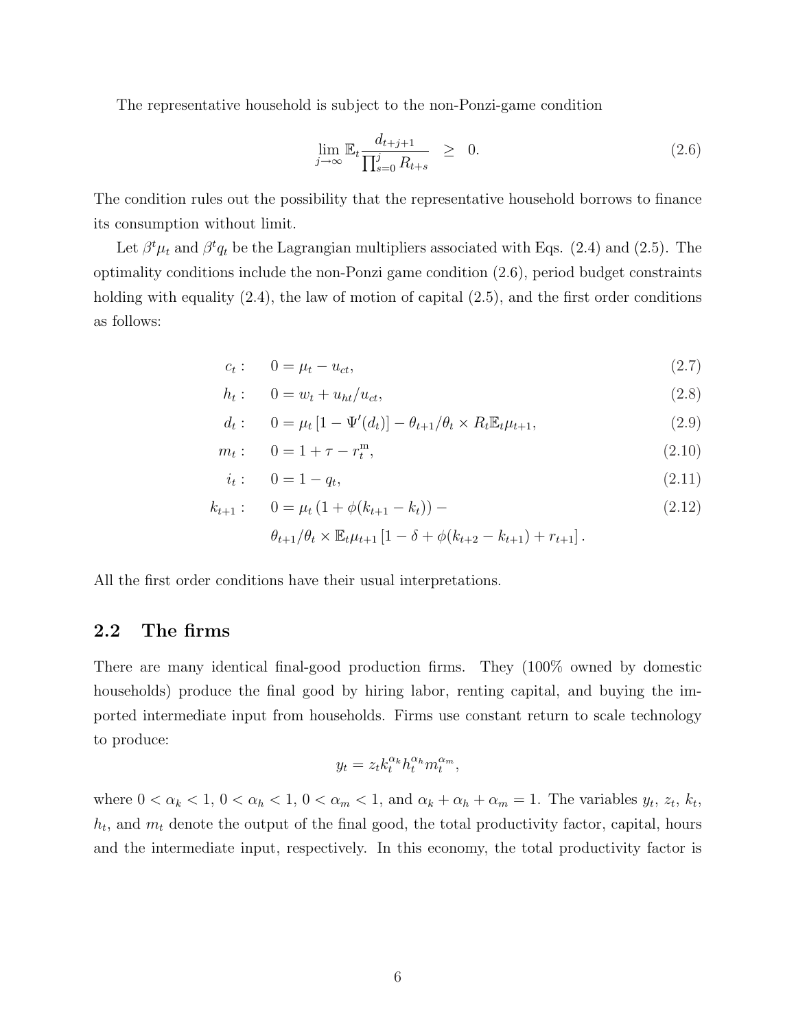The representative household is subject to the non-Ponzi-game condition

$$\lim_{j\to\infty} \mathbb{E}_t \frac{d_{t+j+1}}{\prod_{s=0}^{j} R_{t+s}} \geq 0. \tag{2.6}$$

The condition rules out the possibility that the representative household borrows to finance its consumption without limit.

Let $\beta^t \mu_t$ and $\beta^t q_t$ be the Lagrangian multipliers associated with Eqs. (2.4) and (2.5). The optimality conditions include the non-Ponzi game condition (2.6), period budget constraints holding with equality (2.4), the law of motion of capital (2.5), and the first order conditions as follows:

$$\begin{aligned}
c_t : &\quad 0 = \mu_t - u_{ct}, && (2.7)\\
h_t : &\quad 0 = w_t + u_{ht}/u_{ct}, && (2.8)\\
d_t : &\quad 0 = \mu_t \left[1 - \Psi'(d_t)\right] - \theta_{t+1}/\theta_t \times R_t \mathbb{E}_t \mu_{t+1}, && (2.9)\\
m_t : &\quad 0 = 1 + \tau - r_t^{\mathrm{m}}, && (2.10)\\
i_t : &\quad 0 = 1 - q_t, && (2.11)\\
k_{t+1} : &\quad 0 = \mu_t \left(1 + \phi(k_{t+1} - k_t)\right) - && (2.12)\\
&\quad \theta_{t+1}/\theta_t \times \mathbb{E}_t \mu_{t+1} \left[1 - \delta + \phi(k_{t+2} - k_{t+1}) + r_{t+1}\right].
\end{aligned}$$

All the first order conditions have their usual interpretations.

## 2.2 The firms

There are many identical final-good production firms. They (100% owned by domestic households) produce the final good by hiring labor, renting capital, and buying the imported intermediate input from households. Firms use constant return to scale technology to produce:

$$y_t = z_t k_t^{\alpha_k} h_t^{\alpha_h} m_t^{\alpha_m},$$

where $0 < \alpha_k < 1$, $0 < \alpha_h < 1$, $0 < \alpha_m < 1$, and $\alpha_k + \alpha_h + \alpha_m = 1$. The variables $y_t$, $z_t$, $k_t$, $h_t$, and $m_t$ denote the output of the final good, the total productivity factor, capital, hours and the intermediate input, respectively. In this economy, the total productivity factor is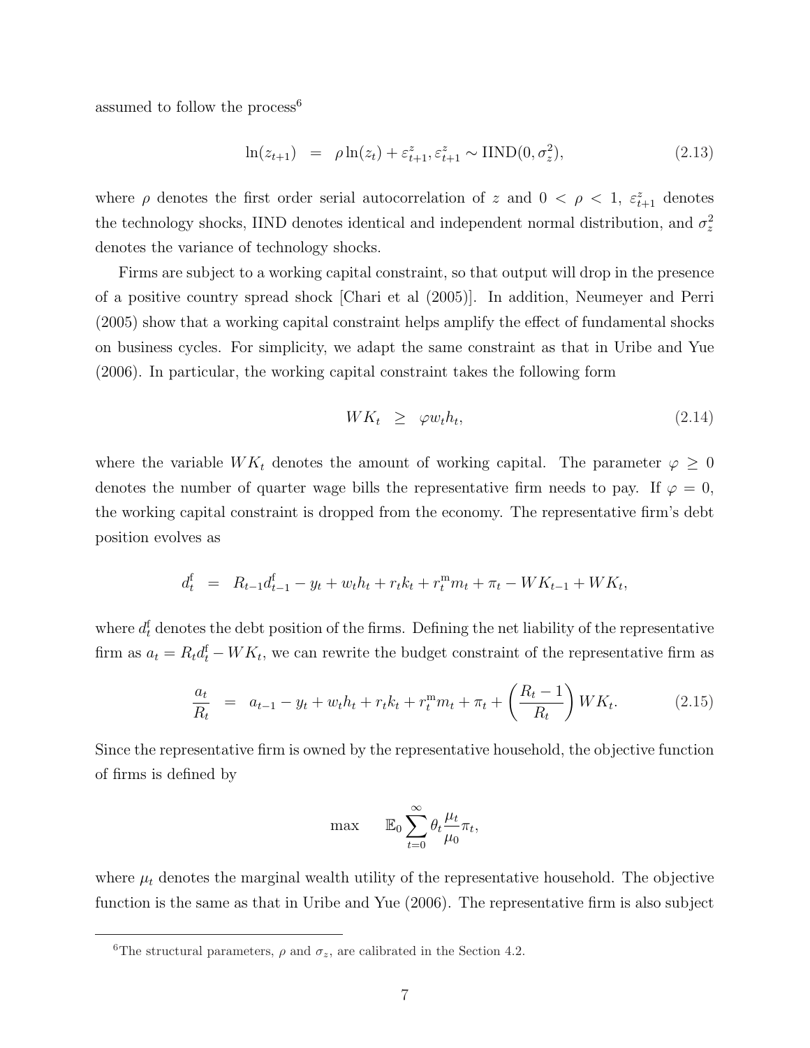assumed to follow the process[6]

$$\ln(z_{t+1}) \quad = \quad \rho \ln(z_t) + \varepsilon^z_{t+1}, \varepsilon^z_{t+1} \sim \text{IIND}(0, \sigma^2_z), \tag{2.13}$$

where $\rho$ denotes the first order serial autocorrelation of $z$ and $0 < \rho < 1$, $\varepsilon^z_{t+1}$ denotes the technology shocks, IIND denotes identical and independent normal distribution, and $\sigma^2_z$ denotes the variance of technology shocks.

Firms are subject to a working capital constraint, so that output will drop in the presence of a positive country spread shock [Chari et al (2005)]. In addition, Neumeyer and Perri (2005) show that a working capital constraint helps amplify the effect of fundamental shocks on business cycles. For simplicity, we adapt the same constraint as that in Uribe and Yue (2006). In particular, the working capital constraint takes the following form

$$WK_t \quad \geq \quad \varphi w_t h_t, \tag{2.14}$$

where the variable $WK_t$ denotes the amount of working capital. The parameter $\varphi \geq 0$ denotes the number of quarter wage bills the representative firm needs to pay. If $\varphi = 0$, the working capital constraint is dropped from the economy. The representative firm's debt position evolves as

$$d^{\text{f}}_t \quad = \quad R_{t-1} d^{\text{f}}_{t-1} - y_t + w_t h_t + r_t k_t + r^{\text{m}}_t m_t + \pi_t - WK_{t-1} + WK_t,$$

where $d^{\text{f}}_t$ denotes the debt position of the firms. Defining the net liability of the representative firm as $a_t = R_t d^{\text{f}}_t - WK_t$, we can rewrite the budget constraint of the representative firm as

$$\frac{a_t}{R_t} \quad = \quad a_{t-1} - y_t + w_t h_t + r_t k_t + r^{\text{m}}_t m_t + \pi_t + \left(\frac{R_t - 1}{R_t}\right) WK_t. \tag{2.15}$$

Since the representative firm is owned by the representative household, the objective function of firms is defined by

$$\max \qquad \mathbb{E}_0 \sum_{t=0}^{\infty} \theta_t \frac{\mu_t}{\mu_0} \pi_t,$$

where $\mu_t$ denotes the marginal wealth utility of the representative household. The objective function is the same as that in Uribe and Yue (2006). The representative firm is also subject

[6] The structural parameters, $\rho$ and $\sigma_z$, are calibrated in the Section 4.2.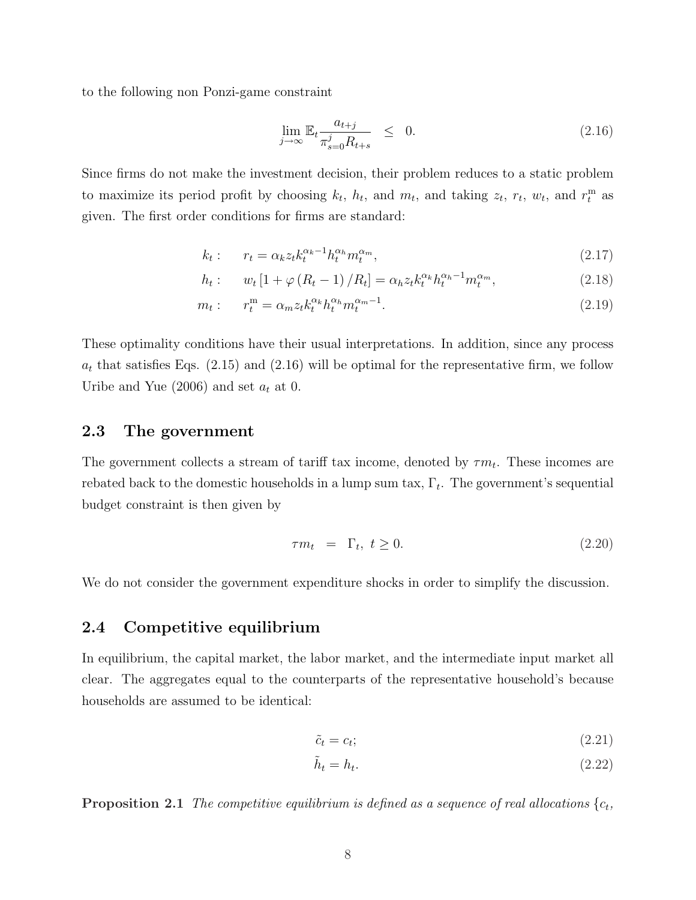to the following non Ponzi-game constraint

$$\lim_{j\to\infty} \mathbb{E}_t \frac{a_{t+j}}{\pi_{s=0}^{j} R_{t+s}} \leq 0. \tag{2.16}$$

Since firms do not make the investment decision, their problem reduces to a static problem to maximize its period profit by choosing $k_t$, $h_t$, and $m_t$, and taking $z_t$, $r_t$, $w_t$, and $r_t^{\mathrm{m}}$ as given. The first order conditions for firms are standard:

$$k_t : \quad r_t = \alpha_k z_t k_t^{\alpha_k - 1} h_t^{\alpha_h} m_t^{\alpha_m}, \tag{2.17}$$

$$h_t : \quad w_t \left[1 + \varphi \left(R_t - 1\right)/R_t\right] = \alpha_h z_t k_t^{\alpha_k} h_t^{\alpha_h - 1} m_t^{\alpha_m}, \tag{2.18}$$

$$m_t : \quad r_t^{\mathrm{m}} = \alpha_m z_t k_t^{\alpha_k} h_t^{\alpha_h} m_t^{\alpha_m - 1}. \tag{2.19}$$

These optimality conditions have their usual interpretations. In addition, since any process $a_t$ that satisfies Eqs. (2.15) and (2.16) will be optimal for the representative firm, we follow Uribe and Yue (2006) and set $a_t$ at 0.

## 2.3 The government

The government collects a stream of tariff tax income, denoted by $\tau m_t$. These incomes are rebated back to the domestic households in a lump sum tax, $\Gamma_t$. The government's sequential budget constraint is then given by

$$\tau m_t = \Gamma_t, \ t \geq 0. \tag{2.20}$$

We do not consider the government expenditure shocks in order to simplify the discussion.

## 2.4 Competitive equilibrium

In equilibrium, the capital market, the labor market, and the intermediate input market all clear. The aggregates equal to the counterparts of the representative household's because households are assumed to be identical:

$$\tilde{c}_t = c_t; \tag{2.21}$$

$$\tilde{h}_t = h_t. \tag{2.22}$$

**Proposition 2.1** *The competitive equilibrium is defined as a sequence of real allocations* $\{c_t,$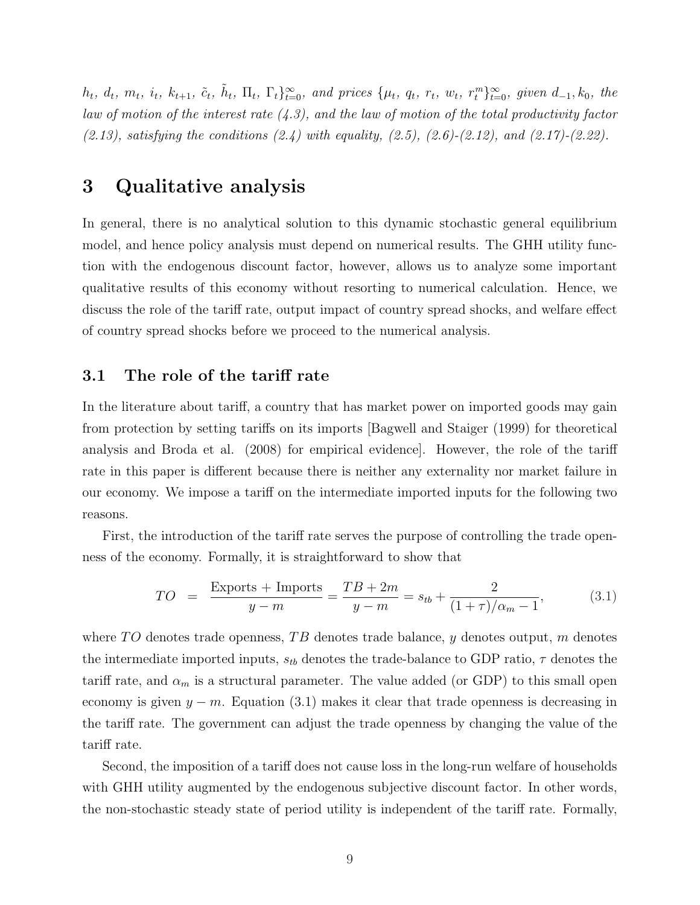$h_t$, $d_t$, $m_t$, $i_t$, $k_{t+1}$, $\tilde{c}_t$, $\tilde{h}_t$, $\Pi_t$, $\Gamma_t\}_{t=0}^{\infty}$, *and prices* $\{\mu_t, q_t, r_t, w_t, r_t^m\}_{t=0}^{\infty}$, *given* $d_{-1}, k_0$, *the law of motion of the interest rate (4.3), and the law of motion of the total productivity factor (2.13), satisfying the conditions (2.4) with equality, (2.5), (2.6)-(2.12), and (2.17)-(2.22).*

# 3 Qualitative analysis

In general, there is no analytical solution to this dynamic stochastic general equilibrium model, and hence policy analysis must depend on numerical results. The GHH utility function with the endogenous discount factor, however, allows us to analyze some important qualitative results of this economy without resorting to numerical calculation. Hence, we discuss the role of the tariff rate, output impact of country spread shocks, and welfare effect of country spread shocks before we proceed to the numerical analysis.

## 3.1 The role of the tariff rate

In the literature about tariff, a country that has market power on imported goods may gain from protection by setting tariffs on its imports [Bagwell and Staiger (1999) for theoretical analysis and Broda et al. (2008) for empirical evidence]. However, the role of the tariff rate in this paper is different because there is neither any externality nor market failure in our economy. We impose a tariff on the intermediate imported inputs for the following two reasons.

First, the introduction of the tariff rate serves the purpose of controlling the trade openness of the economy. Formally, it is straightforward to show that

$$TO \;\; = \;\; \frac{\text{Exports} + \text{Imports}}{y - m} = \frac{TB + 2m}{y - m} = s_{tb} + \frac{2}{(1+\tau)/\alpha_m - 1}, \tag{3.1}$$

where $TO$ denotes trade openness, $TB$ denotes trade balance, $y$ denotes output, $m$ denotes the intermediate imported inputs, $s_{tb}$ denotes the trade-balance to GDP ratio, $\tau$ denotes the tariff rate, and $\alpha_m$ is a structural parameter. The value added (or GDP) to this small open economy is given $y - m$. Equation (3.1) makes it clear that trade openness is decreasing in the tariff rate. The government can adjust the trade openness by changing the value of the tariff rate.

Second, the imposition of a tariff does not cause loss in the long-run welfare of households with GHH utility augmented by the endogenous subjective discount factor. In other words, the non-stochastic steady state of period utility is independent of the tariff rate. Formally,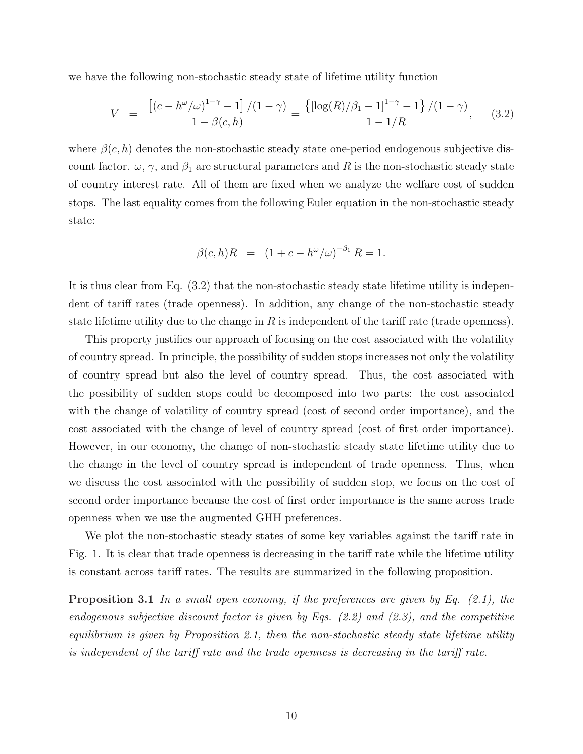we have the following non-stochastic steady state of lifetime utility function

$$V = \frac{\left[(c - h^{\omega}/\omega)^{1-\gamma} - 1\right]/(1-\gamma)}{1-\beta(c,h)} = \frac{\left\{[\log(R)/\beta_1 - 1]^{1-\gamma} - 1\right\}/(1-\gamma)}{1 - 1/R}, \qquad (3.2)$$

where $\beta(c,h)$ denotes the non-stochastic steady state one-period endogenous subjective discount factor. $\omega$, $\gamma$, and $\beta_1$ are structural parameters and $R$ is the non-stochastic steady state of country interest rate. All of them are fixed when we analyze the welfare cost of sudden stops. The last equality comes from the following Euler equation in the non-stochastic steady state:

$$\beta(c,h)R = (1 + c - h^{\omega}/\omega)^{-\beta_1} R = 1.$$

It is thus clear from Eq. (3.2) that the non-stochastic steady state lifetime utility is independent of tariff rates (trade openness). In addition, any change of the non-stochastic steady state lifetime utility due to the change in $R$ is independent of the tariff rate (trade openness).

This property justifies our approach of focusing on the cost associated with the volatility of country spread. In principle, the possibility of sudden stops increases not only the volatility of country spread but also the level of country spread. Thus, the cost associated with the possibility of sudden stops could be decomposed into two parts: the cost associated with the change of volatility of country spread (cost of second order importance), and the cost associated with the change of level of country spread (cost of first order importance). However, in our economy, the change of non-stochastic steady state lifetime utility due to the change in the level of country spread is independent of trade openness. Thus, when we discuss the cost associated with the possibility of sudden stop, we focus on the cost of second order importance because the cost of first order importance is the same across trade openness when we use the augmented GHH preferences.

We plot the non-stochastic steady states of some key variables against the tariff rate in Fig. 1. It is clear that trade openness is decreasing in the tariff rate while the lifetime utility is constant across tariff rates. The results are summarized in the following proposition.

**Proposition 3.1** *In a small open economy, if the preferences are given by Eq. (2.1), the endogenous subjective discount factor is given by Eqs. (2.2) and (2.3), and the competitive equilibrium is given by Proposition 2.1, then the non-stochastic steady state lifetime utility is independent of the tariff rate and the trade openness is decreasing in the tariff rate.*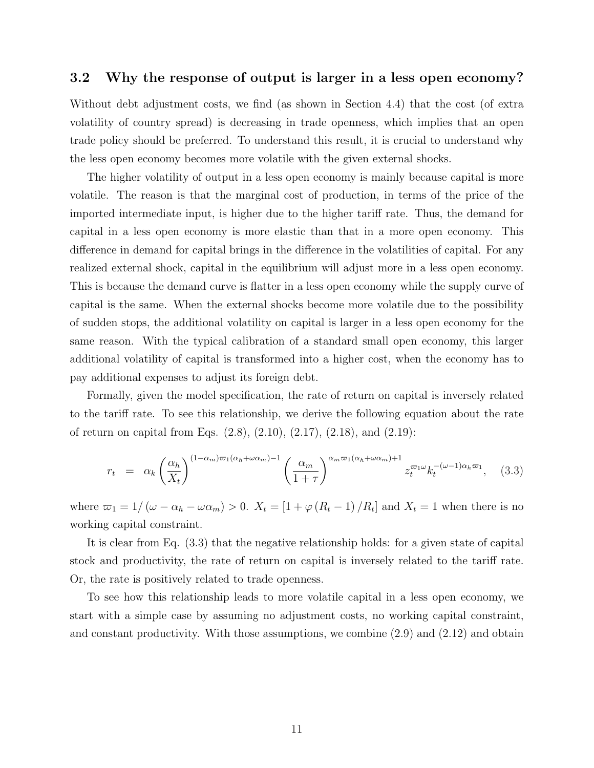### 3.2 Why the response of output is larger in a less open economy?

Without debt adjustment costs, we find (as shown in Section 4.4) that the cost (of extra volatility of country spread) is decreasing in trade openness, which implies that an open trade policy should be preferred. To understand this result, it is crucial to understand why the less open economy becomes more volatile with the given external shocks.

The higher volatility of output in a less open economy is mainly because capital is more volatile. The reason is that the marginal cost of production, in terms of the price of the imported intermediate input, is higher due to the higher tariff rate. Thus, the demand for capital in a less open economy is more elastic than that in a more open economy. This difference in demand for capital brings in the difference in the volatilities of capital. For any realized external shock, capital in the equilibrium will adjust more in a less open economy. This is because the demand curve is flatter in a less open economy while the supply curve of capital is the same. When the external shocks become more volatile due to the possibility of sudden stops, the additional volatility on capital is larger in a less open economy for the same reason. With the typical calibration of a standard small open economy, this larger additional volatility of capital is transformed into a higher cost, when the economy has to pay additional expenses to adjust its foreign debt.

Formally, given the model specification, the rate of return on capital is inversely related to the tariff rate. To see this relationship, we derive the following equation about the rate of return on capital from Eqs. (2.8), (2.10), (2.17), (2.18), and (2.19):

$$r_t = \alpha_k \left(\frac{\alpha_h}{X_t}\right)^{(1-\alpha_m)\varpi_1(\alpha_h+\omega\alpha_m)-1} \left(\frac{\alpha_m}{1+\tau}\right)^{\alpha_m\varpi_1(\alpha_h+\omega\alpha_m)+1} z_t^{\varpi_1\omega} k_t^{-(\omega-1)\alpha_h\varpi_1}, \quad (3.3)$$

where $\varpi_1 = 1/(\omega - \alpha_h - \omega\alpha_m) > 0$. $X_t = [1 + \varphi(R_t - 1)/R_t]$ and $X_t = 1$ when there is no working capital constraint.

It is clear from Eq. (3.3) that the negative relationship holds: for a given state of capital stock and productivity, the rate of return on capital is inversely related to the tariff rate. Or, the rate is positively related to trade openness.

To see how this relationship leads to more volatile capital in a less open economy, we start with a simple case by assuming no adjustment costs, no working capital constraint, and constant productivity. With those assumptions, we combine (2.9) and (2.12) and obtain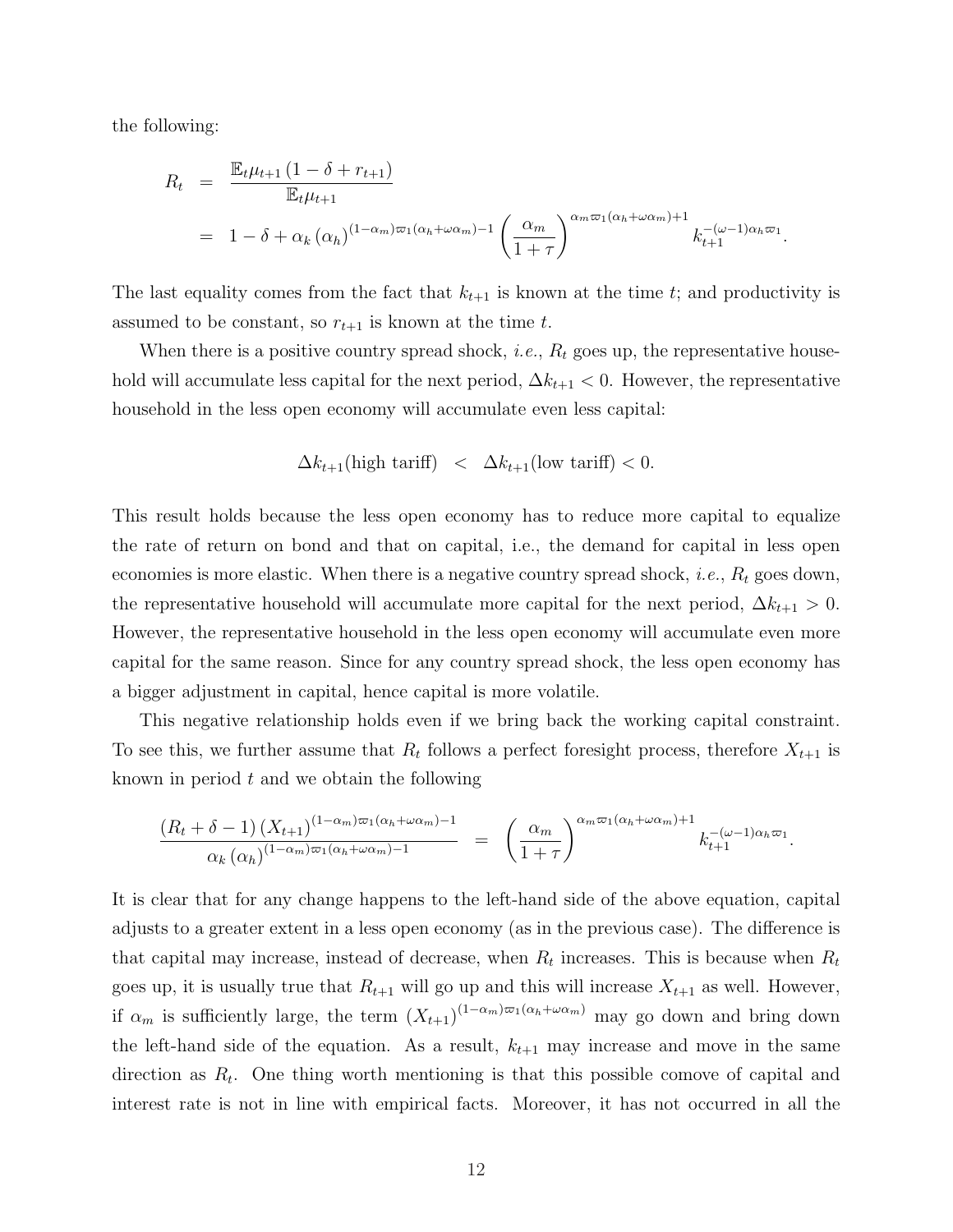the following:

$$
\begin{aligned}
R_t &= \frac{\mathbb{E}_t \mu_{t+1} \left(1 - \delta + r_{t+1}\right)}{\mathbb{E}_t \mu_{t+1}} \\
&= 1 - \delta + \alpha_k \left(\alpha_h\right)^{(1-\alpha_m)\varpi_1(\alpha_h + \omega\alpha_m) - 1} \left(\frac{\alpha_m}{1+\tau}\right)^{\alpha_m \varpi_1(\alpha_h + \omega\alpha_m) + 1} k_{t+1}^{-(\omega-1)\alpha_h \varpi_1}.
\end{aligned}
$$

The last equality comes from the fact that $k_{t+1}$ is known at the time $t$; and productivity is assumed to be constant, so $r_{t+1}$ is known at the time $t$.

When there is a positive country spread shock, *i.e.*, $R_t$ goes up, the representative household will accumulate less capital for the next period, $\Delta k_{t+1} < 0$. However, the representative household in the less open economy will accumulate even less capital:

$$
\Delta k_{t+1}(\text{high tariff}) \quad < \quad \Delta k_{t+1}(\text{low tariff}) < 0.
$$

This result holds because the less open economy has to reduce more capital to equalize the rate of return on bond and that on capital, i.e., the demand for capital in less open economies is more elastic. When there is a negative country spread shock, *i.e.*, $R_t$ goes down, the representative household will accumulate more capital for the next period, $\Delta k_{t+1} > 0$. However, the representative household in the less open economy will accumulate even more capital for the same reason. Since for any country spread shock, the less open economy has a bigger adjustment in capital, hence capital is more volatile.

This negative relationship holds even if we bring back the working capital constraint. To see this, we further assume that $R_t$ follows a perfect foresight process, therefore $X_{t+1}$ is known in period $t$ and we obtain the following

$$
\frac{\left(R_t + \delta - 1\right)\left(X_{t+1}\right)^{(1-\alpha_m)\varpi_1(\alpha_h + \omega\alpha_m) - 1}}{\alpha_k \left(\alpha_h\right)^{(1-\alpha_m)\varpi_1(\alpha_h + \omega\alpha_m) - 1}} \quad = \quad \left(\frac{\alpha_m}{1+\tau}\right)^{\alpha_m \varpi_1(\alpha_h + \omega\alpha_m) + 1} k_{t+1}^{-(\omega-1)\alpha_h \varpi_1}.
$$

It is clear that for any change happens to the left-hand side of the above equation, capital adjusts to a greater extent in a less open economy (as in the previous case). The difference is that capital may increase, instead of decrease, when $R_t$ increases. This is because when $R_t$ goes up, it is usually true that $R_{t+1}$ will go up and this will increase $X_{t+1}$ as well. However, if $\alpha_m$ is sufficiently large, the term $\left(X_{t+1}\right)^{(1-\alpha_m)\varpi_1(\alpha_h + \omega\alpha_m)}$ may go down and bring down the left-hand side of the equation. As a result, $k_{t+1}$ may increase and move in the same direction as $R_t$. One thing worth mentioning is that this possible comove of capital and interest rate is not in line with empirical facts. Moreover, it has not occurred in all the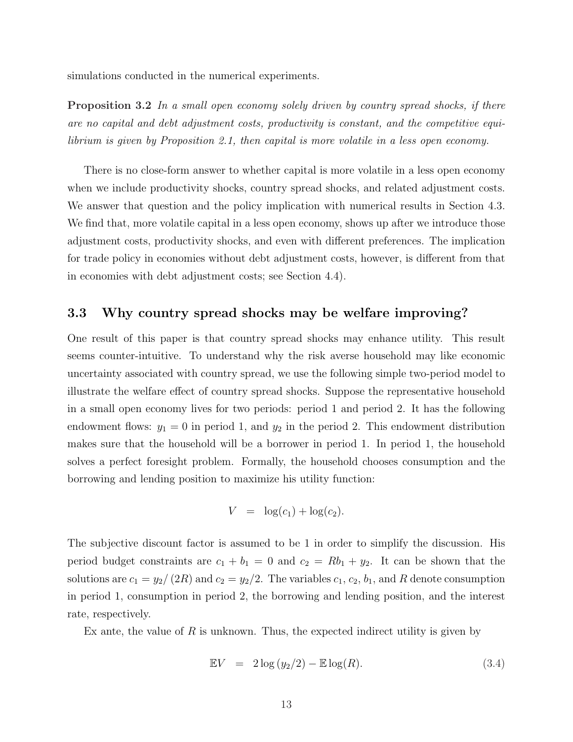simulations conducted in the numerical experiments.

**Proposition 3.2** *In a small open economy solely driven by country spread shocks, if there are no capital and debt adjustment costs, productivity is constant, and the competitive equilibrium is given by Proposition 2.1, then capital is more volatile in a less open economy.*

There is no close-form answer to whether capital is more volatile in a less open economy when we include productivity shocks, country spread shocks, and related adjustment costs. We answer that question and the policy implication with numerical results in Section 4.3. We find that, more volatile capital in a less open economy, shows up after we introduce those adjustment costs, productivity shocks, and even with different preferences. The implication for trade policy in economies without debt adjustment costs, however, is different from that in economies with debt adjustment costs; see Section 4.4).

### 3.3 Why country spread shocks may be welfare improving?

One result of this paper is that country spread shocks may enhance utility. This result seems counter-intuitive. To understand why the risk averse household may like economic uncertainty associated with country spread, we use the following simple two-period model to illustrate the welfare effect of country spread shocks. Suppose the representative household in a small open economy lives for two periods: period 1 and period 2. It has the following endowment flows: $y_1 = 0$ in period 1, and $y_2$ in the period 2. This endowment distribution makes sure that the household will be a borrower in period 1. In period 1, the household solves a perfect foresight problem. Formally, the household chooses consumption and the borrowing and lending position to maximize his utility function:

$$V = \log(c_1) + \log(c_2).$$

The subjective discount factor is assumed to be 1 in order to simplify the discussion. His period budget constraints are $c_1 + b_1 = 0$ and $c_2 = Rb_1 + y_2$. It can be shown that the solutions are $c_1 = y_2/(2R)$ and $c_2 = y_2/2$. The variables $c_1$, $c_2$, $b_1$, and $R$ denote consumption in period 1, consumption in period 2, the borrowing and lending position, and the interest rate, respectively.

Ex ante, the value of $R$ is unknown. Thus, the expected indirect utility is given by

$$\mathbb{E}V = 2\log(y_2/2) - \mathbb{E}\log(R). \tag{3.4}$$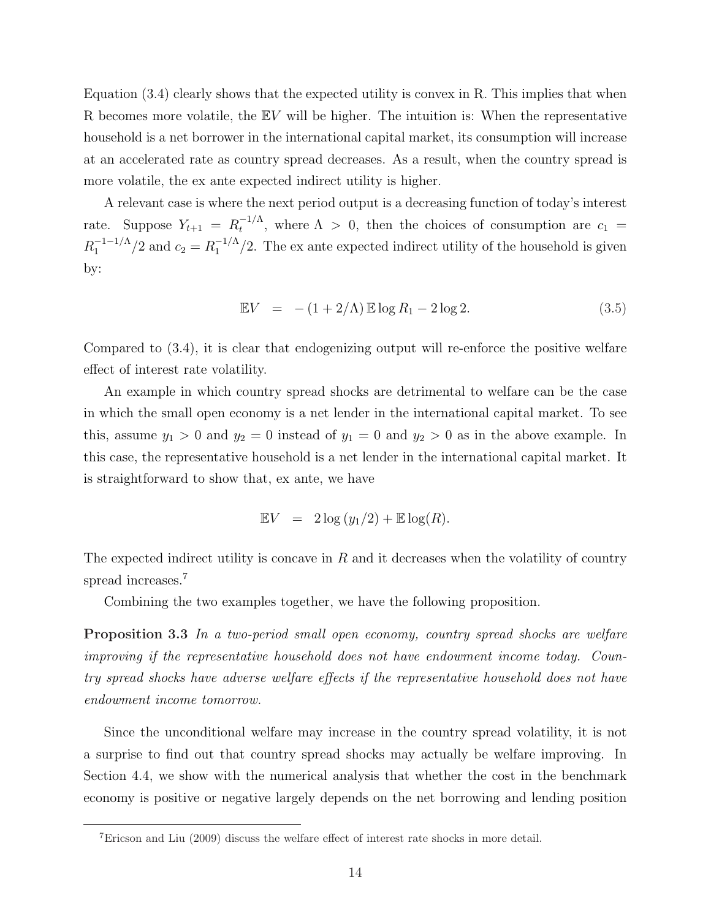Equation (3.4) clearly shows that the expected utility is convex in R. This implies that when R becomes more volatile, the $\mathbb{E}V$ will be higher. The intuition is: When the representative household is a net borrower in the international capital market, its consumption will increase at an accelerated rate as country spread decreases. As a result, when the country spread is more volatile, the ex ante expected indirect utility is higher.

A relevant case is where the next period output is a decreasing function of today's interest rate. Suppose $Y_{t+1} = R_t^{-1/\Lambda}$, where $\Lambda > 0$, then the choices of consumption are $c_1 = R_1^{-1-1/\Lambda}/2$ and $c_2 = R_1^{-1/\Lambda}/2$. The ex ante expected indirect utility of the household is given by:

$$\mathbb{E}V = -(1 + 2/\Lambda)\, \mathbb{E} \log R_1 - 2 \log 2. \tag{3.5}$$

Compared to (3.4), it is clear that endogenizing output will re-enforce the positive welfare effect of interest rate volatility.

An example in which country spread shocks are detrimental to welfare can be the case in which the small open economy is a net lender in the international capital market. To see this, assume $y_1 > 0$ and $y_2 = 0$ instead of $y_1 = 0$ and $y_2 > 0$ as in the above example. In this case, the representative household is a net lender in the international capital market. It is straightforward to show that, ex ante, we have

$$\mathbb{E}V = 2 \log (y_1/2) + \mathbb{E} \log(R).$$

The expected indirect utility is concave in $R$ and it decreases when the volatility of country spread increases.[7]

Combining the two examples together, we have the following proposition.

**Proposition 3.3** *In a two-period small open economy, country spread shocks are welfare improving if the representative household does not have endowment income today. Country spread shocks have adverse welfare effects if the representative household does not have endowment income tomorrow.*

Since the unconditional welfare may increase in the country spread volatility, it is not a surprise to find out that country spread shocks may actually be welfare improving. In Section 4.4, we show with the numerical analysis that whether the cost in the benchmark economy is positive or negative largely depends on the net borrowing and lending position

[7] Ericson and Liu (2009) discuss the welfare effect of interest rate shocks in more detail.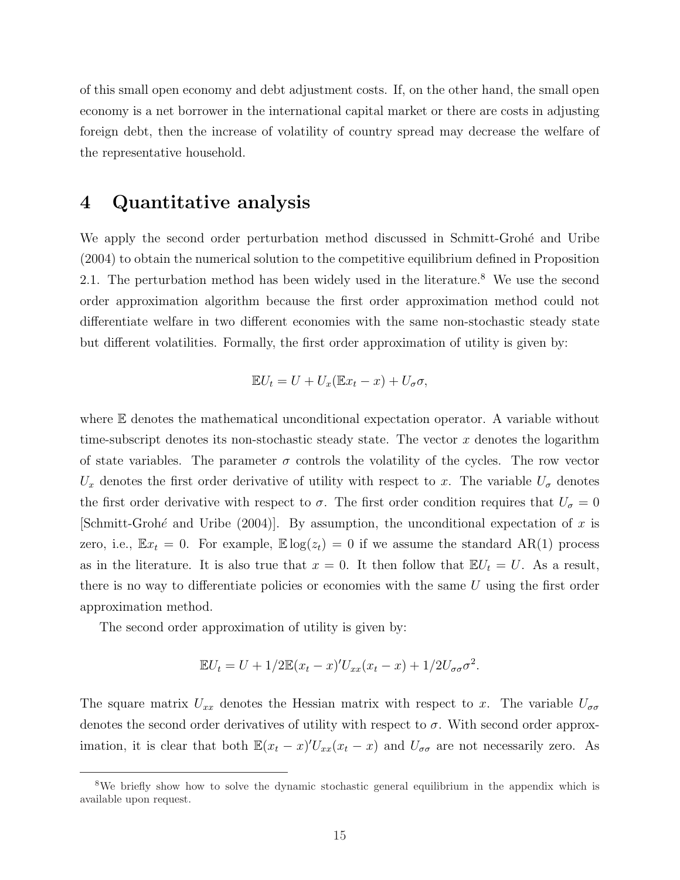of this small open economy and debt adjustment costs. If, on the other hand, the small open economy is a net borrower in the international capital market or there are costs in adjusting foreign debt, then the increase of volatility of country spread may decrease the welfare of the representative household.

# 4 Quantitative analysis

We apply the second order perturbation method discussed in Schmitt-Grohé and Uribe (2004) to obtain the numerical solution to the competitive equilibrium defined in Proposition 2.1. The perturbation method has been widely used in the literature.[8] We use the second order approximation algorithm because the first order approximation method could not differentiate welfare in two different economies with the same non-stochastic steady state but different volatilities. Formally, the first order approximation of utility is given by:

$$\mathbb{E}U_t = U + U_x(\mathbb{E}x_t - x) + U_\sigma \sigma,$$

where $\mathbb{E}$ denotes the mathematical unconditional expectation operator. A variable without time-subscript denotes its non-stochastic steady state. The vector $x$ denotes the logarithm of state variables. The parameter $\sigma$ controls the volatility of the cycles. The row vector $U_x$ denotes the first order derivative of utility with respect to $x$. The variable $U_\sigma$ denotes the first order derivative with respect to $\sigma$. The first order condition requires that $U_\sigma = 0$ [Schmitt-Grohé and Uribe (2004)]. By assumption, the unconditional expectation of $x$ is zero, i.e., $\mathbb{E}x_t = 0$. For example, $\mathbb{E}\log(z_t) = 0$ if we assume the standard AR(1) process as in the literature. It is also true that $x = 0$. It then follow that $\mathbb{E}U_t = U$. As a result, there is no way to differentiate policies or economies with the same $U$ using the first order approximation method.

The second order approximation of utility is given by:

$$\mathbb{E}U_t = U + 1/2\mathbb{E}(x_t - x)'U_{xx}(x_t - x) + 1/2U_{\sigma\sigma}\sigma^2.$$

The square matrix $U_{xx}$ denotes the Hessian matrix with respect to $x$. The variable $U_{\sigma\sigma}$ denotes the second order derivatives of utility with respect to $\sigma$. With second order approximation, it is clear that both $\mathbb{E}(x_t - x)'U_{xx}(x_t - x)$ and $U_{\sigma\sigma}$ are not necessarily zero. As

[8] We briefly show how to solve the dynamic stochastic general equilibrium in the appendix which is available upon request.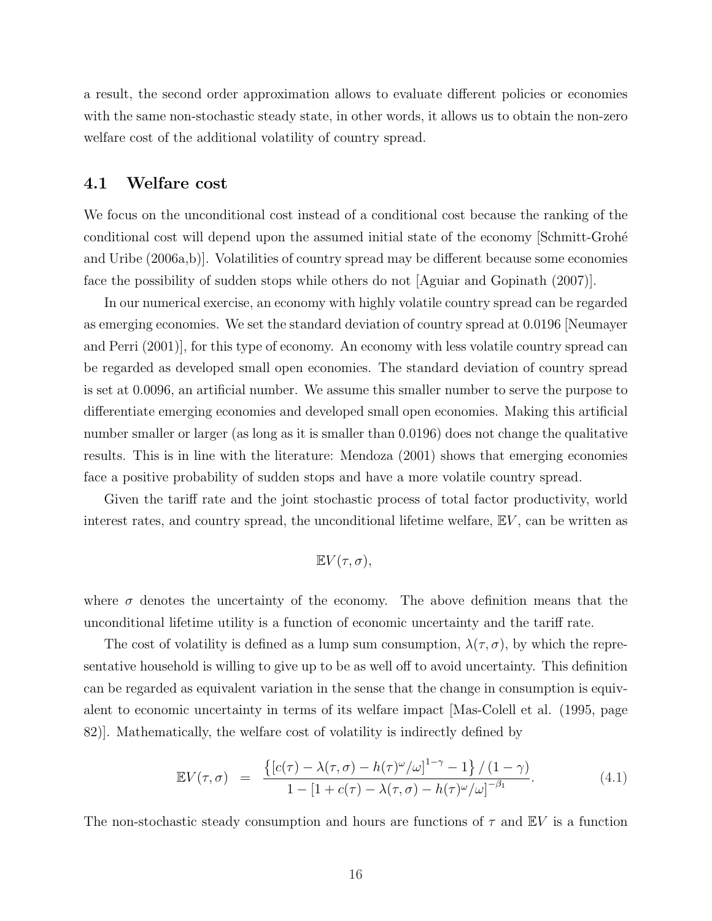a result, the second order approximation allows to evaluate different policies or economies with the same non-stochastic steady state, in other words, it allows us to obtain the non-zero welfare cost of the additional volatility of country spread.

## 4.1 Welfare cost

We focus on the unconditional cost instead of a conditional cost because the ranking of the conditional cost will depend upon the assumed initial state of the economy [Schmitt-Grohé and Uribe (2006a,b)]. Volatilities of country spread may be different because some economies face the possibility of sudden stops while others do not [Aguiar and Gopinath (2007)].

In our numerical exercise, an economy with highly volatile country spread can be regarded as emerging economies. We set the standard deviation of country spread at 0.0196 [Neumayer and Perri (2001)], for this type of economy. An economy with less volatile country spread can be regarded as developed small open economies. The standard deviation of country spread is set at 0.0096, an artificial number. We assume this smaller number to serve the purpose to differentiate emerging economies and developed small open economies. Making this artificial number smaller or larger (as long as it is smaller than 0.0196) does not change the qualitative results. This is in line with the literature: Mendoza (2001) shows that emerging economies face a positive probability of sudden stops and have a more volatile country spread.

Given the tariff rate and the joint stochastic process of total factor productivity, world interest rates, and country spread, the unconditional lifetime welfare, $\mathbb{E}V$, can be written as

$$\mathbb{E}V(\tau, \sigma),$$

where $\sigma$ denotes the uncertainty of the economy. The above definition means that the unconditional lifetime utility is a function of economic uncertainty and the tariff rate.

The cost of volatility is defined as a lump sum consumption, $\lambda(\tau, \sigma)$, by which the representative household is willing to give up to be as well off to avoid uncertainty. This definition can be regarded as equivalent variation in the sense that the change in consumption is equivalent to economic uncertainty in terms of its welfare impact [Mas-Colell et al. (1995, page 82)]. Mathematically, the welfare cost of volatility is indirectly defined by

$$\mathbb{E}V(\tau, \sigma) \quad = \quad \frac{\left\{ \left[ c(\tau) - \lambda(\tau, \sigma) - h(\tau)^{\omega}/\omega \right]^{1-\gamma} - 1 \right\} / (1-\gamma)}{1 - \left[ 1 + c(\tau) - \lambda(\tau, \sigma) - h(\tau)^{\omega}/\omega \right]^{-\beta_1}}. \tag{4.1}$$

The non-stochastic steady consumption and hours are functions of $\tau$ and $\mathbb{E}V$ is a function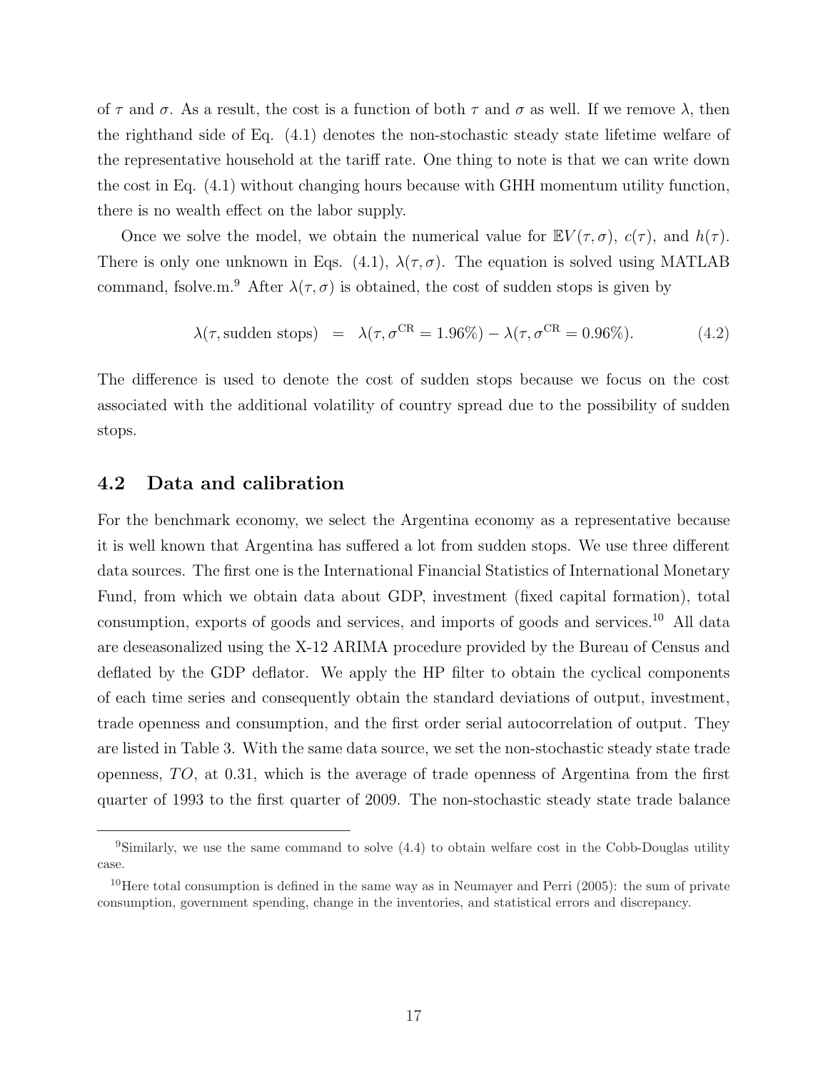of $\tau$ and $\sigma$. As a result, the cost is a function of both $\tau$ and $\sigma$ as well. If we remove $\lambda$, then the righthand side of Eq. (4.1) denotes the non-stochastic steady state lifetime welfare of the representative household at the tariff rate. One thing to note is that we can write down the cost in Eq. (4.1) without changing hours because with GHH momentum utility function, there is no wealth effect on the labor supply.

Once we solve the model, we obtain the numerical value for $\mathbb{E}V(\tau, \sigma)$, $c(\tau)$, and $h(\tau)$. There is only one unknown in Eqs. (4.1), $\lambda(\tau, \sigma)$. The equation is solved using MATLAB command, fsolve.m.[9] After $\lambda(\tau, \sigma)$ is obtained, the cost of sudden stops is given by

$$\lambda(\tau, \text{sudden stops}) \;\; = \;\; \lambda(\tau, \sigma^{\text{CR}} = 1.96\%) - \lambda(\tau, \sigma^{\text{CR}} = 0.96\%). \qquad (4.2)$$

The difference is used to denote the cost of sudden stops because we focus on the cost associated with the additional volatility of country spread due to the possibility of sudden stops.

## 4.2 Data and calibration

For the benchmark economy, we select the Argentina economy as a representative because it is well known that Argentina has suffered a lot from sudden stops. We use three different data sources. The first one is the International Financial Statistics of International Monetary Fund, from which we obtain data about GDP, investment (fixed capital formation), total consumption, exports of goods and services, and imports of goods and services.[10] All data are deseasonalized using the X-12 ARIMA procedure provided by the Bureau of Census and deflated by the GDP deflator. We apply the HP filter to obtain the cyclical components of each time series and consequently obtain the standard deviations of output, investment, trade openness and consumption, and the first order serial autocorrelation of output. They are listed in Table 3. With the same data source, we set the non-stochastic steady state trade openness, $TO$, at 0.31, which is the average of trade openness of Argentina from the first quarter of 1993 to the first quarter of 2009. The non-stochastic steady state trade balance

[9] Similarly, we use the same command to solve (4.4) to obtain welfare cost in the Cobb-Douglas utility case.

[10] Here total consumption is defined in the same way as in Neumayer and Perri (2005): the sum of private consumption, government spending, change in the inventories, and statistical errors and discrepancy.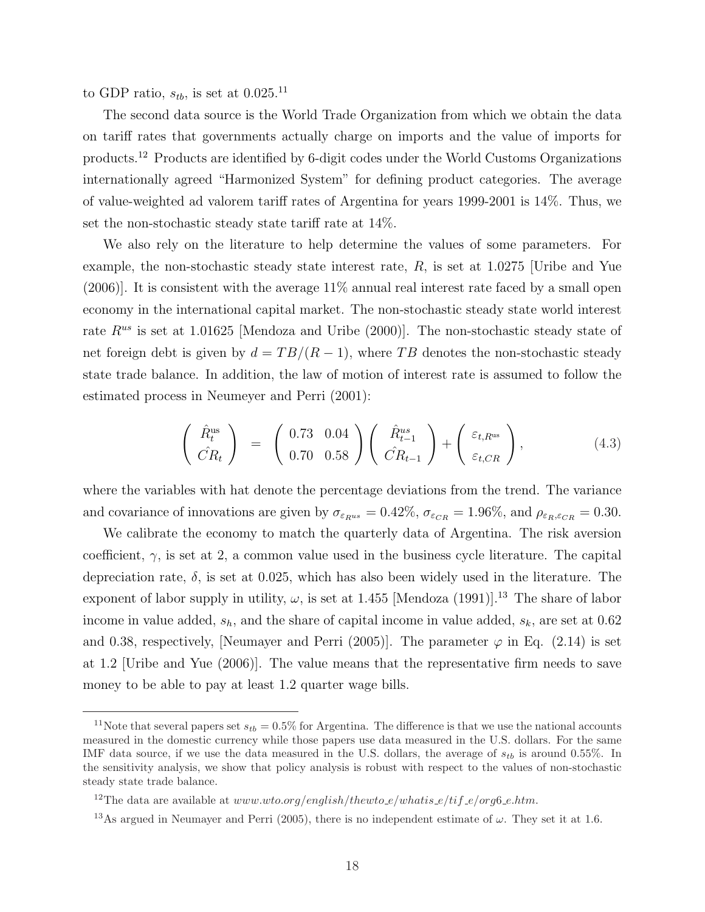to GDP ratio, $s_{tb}$, is set at 0.025.[11]

The second data source is the World Trade Organization from which we obtain the data on tariff rates that governments actually charge on imports and the value of imports for products.[12] Products are identified by 6-digit codes under the World Customs Organizations internationally agreed "Harmonized System" for defining product categories. The average of value-weighted ad valorem tariff rates of Argentina for years 1999-2001 is 14%. Thus, we set the non-stochastic steady state tariff rate at 14%.

We also rely on the literature to help determine the values of some parameters. For example, the non-stochastic steady state interest rate, $R$, is set at 1.0275 [Uribe and Yue (2006)]. It is consistent with the average 11% annual real interest rate faced by a small open economy in the international capital market. The non-stochastic steady state world interest rate $R^{us}$ is set at 1.01625 [Mendoza and Uribe (2000)]. The non-stochastic steady state of net foreign debt is given by $d = TB/(R-1)$, where $TB$ denotes the non-stochastic steady state trade balance. In addition, the law of motion of interest rate is assumed to follow the estimated process in Neumeyer and Perri (2001):

$$
\begin{pmatrix} \hat{R}_t^{\text{us}} \\ \hat{CR}_t \end{pmatrix} = \begin{pmatrix} 0.73 & 0.04 \\ 0.70 & 0.58 \end{pmatrix} \begin{pmatrix} \hat{R}_{t-1}^{us} \\ \hat{CR}_{t-1} \end{pmatrix} + \begin{pmatrix} \varepsilon_{t,R^{\text{us}}} \\ \varepsilon_{t,CR} \end{pmatrix}, \tag{4.3}
$$

where the variables with hat denote the percentage deviations from the trend. The variance and covariance of innovations are given by $\sigma_{\varepsilon_{R^{us}}} = 0.42\%$, $\sigma_{\varepsilon_{CR}} = 1.96\%$, and $\rho_{\varepsilon_R, \varepsilon_{CR}} = 0.30$.

We calibrate the economy to match the quarterly data of Argentina. The risk aversion coefficient, $\gamma$, is set at 2, a common value used in the business cycle literature. The capital depreciation rate, $\delta$, is set at 0.025, which has also been widely used in the literature. The exponent of labor supply in utility, $\omega$, is set at 1.455 [Mendoza (1991)].[13] The share of labor income in value added, $s_h$, and the share of capital income in value added, $s_k$, are set at 0.62 and 0.38, respectively, [Neumayer and Perri (2005)]. The parameter $\varphi$ in Eq. (2.14) is set at 1.2 [Uribe and Yue (2006)]. The value means that the representative firm needs to save money to be able to pay at least 1.2 quarter wage bills.

---

[11] Note that several papers set $s_{tb} = 0.5\%$ for Argentina. The difference is that we use the national accounts measured in the domestic currency while those papers use data measured in the U.S. dollars. For the same IMF data source, if we use the data measured in the U.S. dollars, the average of $s_{tb}$ is around 0.55%. In the sensitivity analysis, we show that policy analysis is robust with respect to the values of non-stochastic steady state trade balance.

[12] The data are available at *www.wto.org/english/thewto_e/whatis_e/tif_e/org6_e.htm*.

[13] As argued in Neumayer and Perri (2005), there is no independent estimate of $\omega$. They set it at 1.6.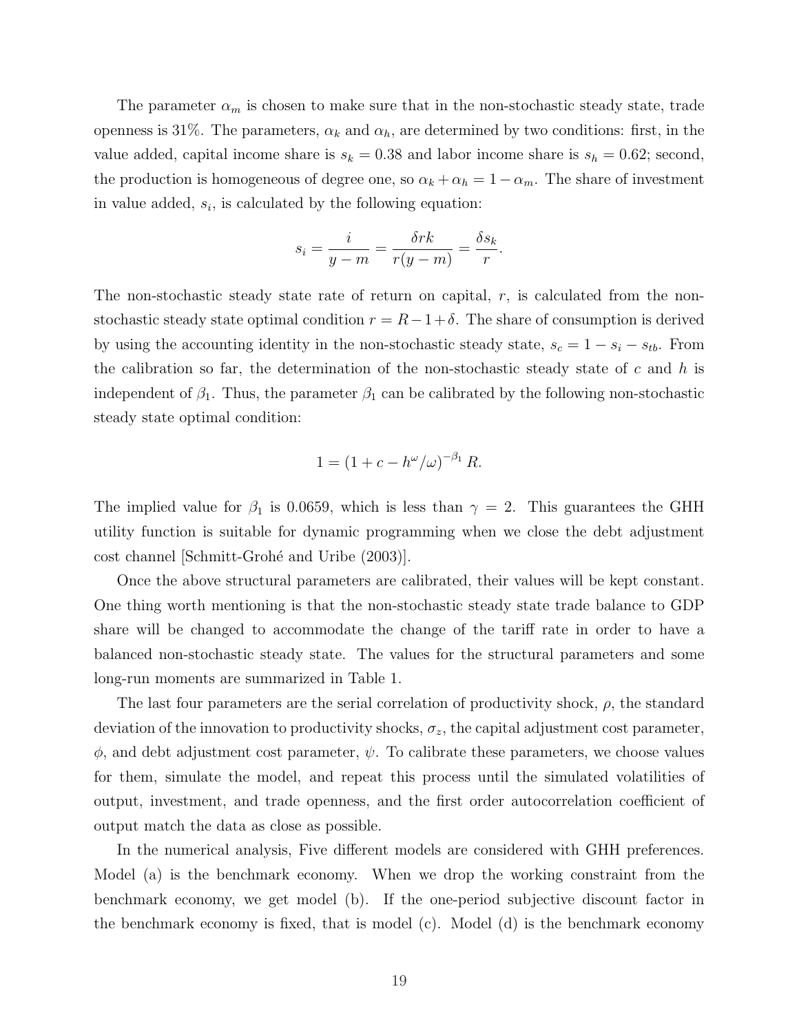The parameter $\alpha_m$ is chosen to make sure that in the non-stochastic steady state, trade openness is 31%. The parameters, $\alpha_k$ and $\alpha_h$, are determined by two conditions: first, in the value added, capital income share is $s_k = 0.38$ and labor income share is $s_h = 0.62$; second, the production is homogeneous of degree one, so $\alpha_k + \alpha_h = 1 - \alpha_m$. The share of investment in value added, $s_i$, is calculated by the following equation:

$$s_i = \frac{i}{y - m} = \frac{\delta r k}{r(y - m)} = \frac{\delta s_k}{r}.$$

The non-stochastic steady state rate of return on capital, $r$, is calculated from the non-stochastic steady state optimal condition $r = R - 1 + \delta$. The share of consumption is derived by using the accounting identity in the non-stochastic steady state, $s_c = 1 - s_i - s_{tb}$. From the calibration so far, the determination of the non-stochastic steady state of $c$ and $h$ is independent of $\beta_1$. Thus, the parameter $\beta_1$ can be calibrated by the following non-stochastic steady state optimal condition:

$$1 = (1 + c - h^{\omega}/\omega)^{-\beta_1} R.$$

The implied value for $\beta_1$ is 0.0659, which is less than $\gamma = 2$. This guarantees the GHH utility function is suitable for dynamic programming when we close the debt adjustment cost channel [Schmitt-Grohé and Uribe (2003)].

Once the above structural parameters are calibrated, their values will be kept constant. One thing worth mentioning is that the non-stochastic steady state trade balance to GDP share will be changed to accommodate the change of the tariff rate in order to have a balanced non-stochastic steady state. The values for the structural parameters and some long-run moments are summarized in Table 1.

The last four parameters are the serial correlation of productivity shock, $\rho$, the standard deviation of the innovation to productivity shocks, $\sigma_z$, the capital adjustment cost parameter, $\phi$, and debt adjustment cost parameter, $\psi$. To calibrate these parameters, we choose values for them, simulate the model, and repeat this process until the simulated volatilities of output, investment, and trade openness, and the first order autocorrelation coefficient of output match the data as close as possible.

In the numerical analysis, Five different models are considered with GHH preferences. Model (a) is the benchmark economy. When we drop the working constraint from the benchmark economy, we get model (b). If the one-period subjective discount factor in the benchmark economy is fixed, that is model (c). Model (d) is the benchmark economy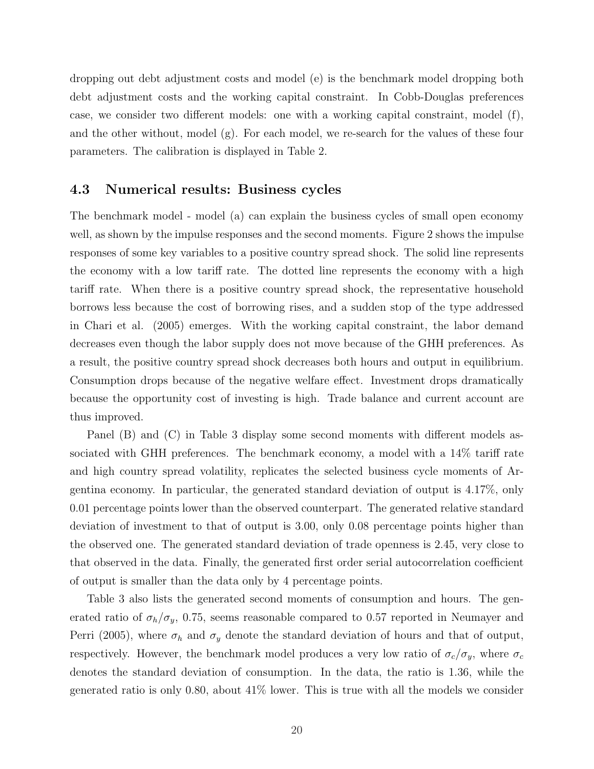dropping out debt adjustment costs and model (e) is the benchmark model dropping both debt adjustment costs and the working capital constraint. In Cobb-Douglas preferences case, we consider two different models: one with a working capital constraint, model (f), and the other without, model (g). For each model, we re-search for the values of these four parameters. The calibration is displayed in Table 2.

### 4.3 Numerical results: Business cycles

The benchmark model - model (a) can explain the business cycles of small open economy well, as shown by the impulse responses and the second moments. Figure 2 shows the impulse responses of some key variables to a positive country spread shock. The solid line represents the economy with a low tariff rate. The dotted line represents the economy with a high tariff rate. When there is a positive country spread shock, the representative household borrows less because the cost of borrowing rises, and a sudden stop of the type addressed in Chari et al. (2005) emerges. With the working capital constraint, the labor demand decreases even though the labor supply does not move because of the GHH preferences. As a result, the positive country spread shock decreases both hours and output in equilibrium. Consumption drops because of the negative welfare effect. Investment drops dramatically because the opportunity cost of investing is high. Trade balance and current account are thus improved.

Panel (B) and (C) in Table 3 display some second moments with different models associated with GHH preferences. The benchmark economy, a model with a 14% tariff rate and high country spread volatility, replicates the selected business cycle moments of Argentina economy. In particular, the generated standard deviation of output is 4.17%, only 0.01 percentage points lower than the observed counterpart. The generated relative standard deviation of investment to that of output is 3.00, only 0.08 percentage points higher than the observed one. The generated standard deviation of trade openness is 2.45, very close to that observed in the data. Finally, the generated first order serial autocorrelation coefficient of output is smaller than the data only by 4 percentage points.

Table 3 also lists the generated second moments of consumption and hours. The generated ratio of $\sigma_h/\sigma_y$, 0.75, seems reasonable compared to 0.57 reported in Neumayer and Perri (2005), where $\sigma_h$ and $\sigma_y$ denote the standard deviation of hours and that of output, respectively. However, the benchmark model produces a very low ratio of $\sigma_c/\sigma_y$, where $\sigma_c$ denotes the standard deviation of consumption. In the data, the ratio is 1.36, while the generated ratio is only 0.80, about 41% lower. This is true with all the models we consider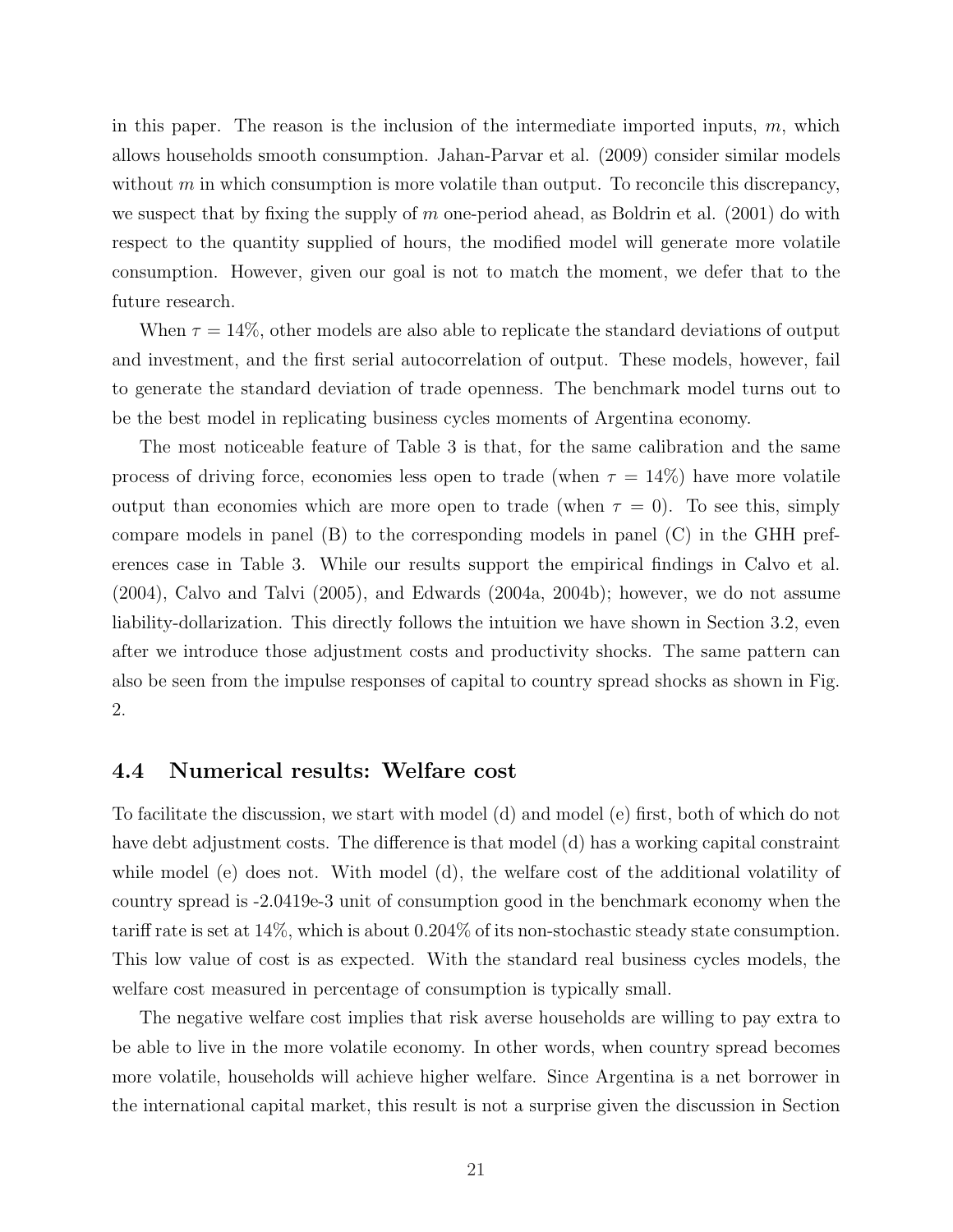in this paper. The reason is the inclusion of the intermediate imported inputs, $m$, which allows households smooth consumption. Jahan-Parvar et al. (2009) consider similar models without $m$ in which consumption is more volatile than output. To reconcile this discrepancy, we suspect that by fixing the supply of $m$ one-period ahead, as Boldrin et al. (2001) do with respect to the quantity supplied of hours, the modified model will generate more volatile consumption. However, given our goal is not to match the moment, we defer that to the future research.

When $\tau = 14\%$, other models are also able to replicate the standard deviations of output and investment, and the first serial autocorrelation of output. These models, however, fail to generate the standard deviation of trade openness. The benchmark model turns out to be the best model in replicating business cycles moments of Argentina economy.

The most noticeable feature of Table 3 is that, for the same calibration and the same process of driving force, economies less open to trade (when $\tau = 14\%$) have more volatile output than economies which are more open to trade (when $\tau = 0$). To see this, simply compare models in panel (B) to the corresponding models in panel (C) in the GHH preferences case in Table 3. While our results support the empirical findings in Calvo et al. (2004), Calvo and Talvi (2005), and Edwards (2004a, 2004b); however, we do not assume liability-dollarization. This directly follows the intuition we have shown in Section 3.2, even after we introduce those adjustment costs and productivity shocks. The same pattern can also be seen from the impulse responses of capital to country spread shocks as shown in Fig. 2.

## 4.4 Numerical results: Welfare cost

To facilitate the discussion, we start with model (d) and model (e) first, both of which do not have debt adjustment costs. The difference is that model (d) has a working capital constraint while model (e) does not. With model (d), the welfare cost of the additional volatility of country spread is -2.0419e-3 unit of consumption good in the benchmark economy when the tariff rate is set at 14%, which is about 0.204% of its non-stochastic steady state consumption. This low value of cost is as expected. With the standard real business cycles models, the welfare cost measured in percentage of consumption is typically small.

The negative welfare cost implies that risk averse households are willing to pay extra to be able to live in the more volatile economy. In other words, when country spread becomes more volatile, households will achieve higher welfare. Since Argentina is a net borrower in the international capital market, this result is not a surprise given the discussion in Section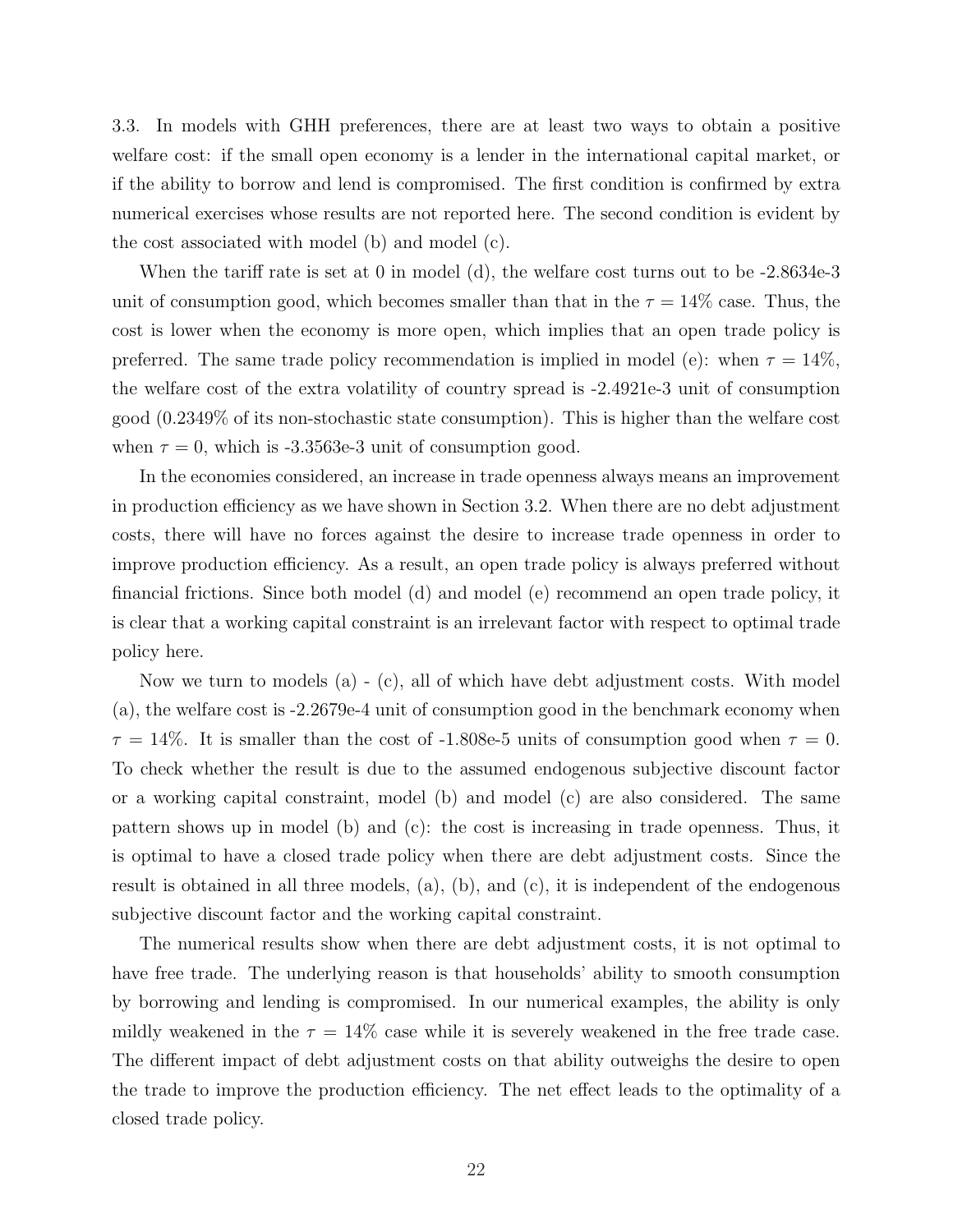3.3. In models with GHH preferences, there are at least two ways to obtain a positive welfare cost: if the small open economy is a lender in the international capital market, or if the ability to borrow and lend is compromised. The first condition is confirmed by extra numerical exercises whose results are not reported here. The second condition is evident by the cost associated with model (b) and model (c).

When the tariff rate is set at 0 in model (d), the welfare cost turns out to be -2.8634e-3 unit of consumption good, which becomes smaller than that in the $\tau = 14\%$ case. Thus, the cost is lower when the economy is more open, which implies that an open trade policy is preferred. The same trade policy recommendation is implied in model (e): when $\tau = 14\%$, the welfare cost of the extra volatility of country spread is -2.4921e-3 unit of consumption good (0.2349% of its non-stochastic state consumption). This is higher than the welfare cost when $\tau = 0$, which is -3.3563e-3 unit of consumption good.

In the economies considered, an increase in trade openness always means an improvement in production efficiency as we have shown in Section 3.2. When there are no debt adjustment costs, there will have no forces against the desire to increase trade openness in order to improve production efficiency. As a result, an open trade policy is always preferred without financial frictions. Since both model (d) and model (e) recommend an open trade policy, it is clear that a working capital constraint is an irrelevant factor with respect to optimal trade policy here.

Now we turn to models (a) - (c), all of which have debt adjustment costs. With model (a), the welfare cost is -2.2679e-4 unit of consumption good in the benchmark economy when $\tau = 14\%$. It is smaller than the cost of -1.808e-5 units of consumption good when $\tau = 0$. To check whether the result is due to the assumed endogenous subjective discount factor or a working capital constraint, model (b) and model (c) are also considered. The same pattern shows up in model (b) and (c): the cost is increasing in trade openness. Thus, it is optimal to have a closed trade policy when there are debt adjustment costs. Since the result is obtained in all three models, (a), (b), and (c), it is independent of the endogenous subjective discount factor and the working capital constraint.

The numerical results show when there are debt adjustment costs, it is not optimal to have free trade. The underlying reason is that households' ability to smooth consumption by borrowing and lending is compromised. In our numerical examples, the ability is only mildly weakened in the $\tau = 14\%$ case while it is severely weakened in the free trade case. The different impact of debt adjustment costs on that ability outweighs the desire to open the trade to improve the production efficiency. The net effect leads to the optimality of a closed trade policy.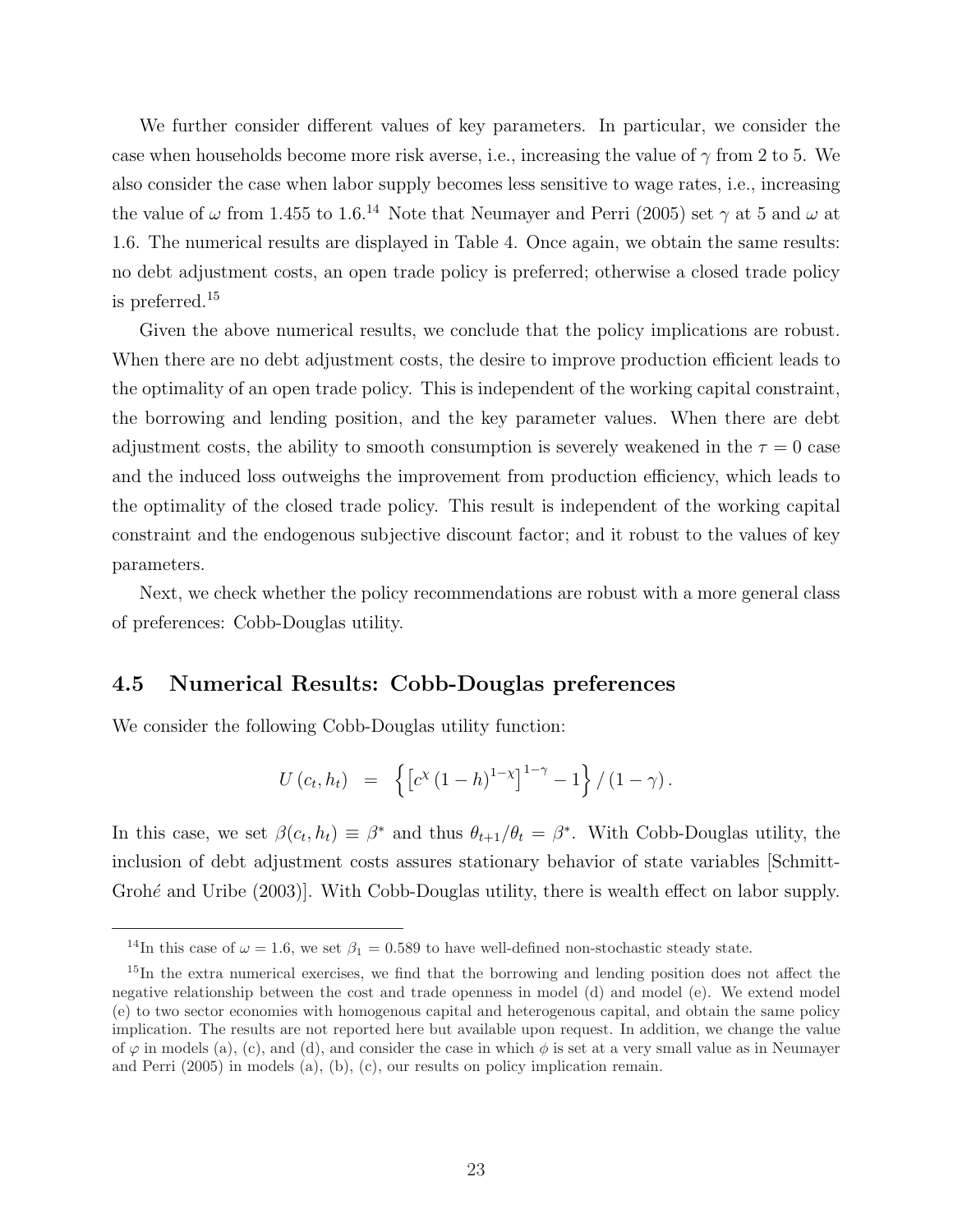We further consider different values of key parameters. In particular, we consider the case when households become more risk averse, i.e., increasing the value of $\gamma$ from 2 to 5. We also consider the case when labor supply becomes less sensitive to wage rates, i.e., increasing the value of $\omega$ from 1.455 to 1.6.[14] Note that Neumayer and Perri (2005) set $\gamma$ at 5 and $\omega$ at 1.6. The numerical results are displayed in Table 4. Once again, we obtain the same results: no debt adjustment costs, an open trade policy is preferred; otherwise a closed trade policy is preferred.[15]

Given the above numerical results, we conclude that the policy implications are robust. When there are no debt adjustment costs, the desire to improve production efficient leads to the optimality of an open trade policy. This is independent of the working capital constraint, the borrowing and lending position, and the key parameter values. When there are debt adjustment costs, the ability to smooth consumption is severely weakened in the $\tau = 0$ case and the induced loss outweighs the improvement from production efficiency, which leads to the optimality of the closed trade policy. This result is independent of the working capital constraint and the endogenous subjective discount factor; and it robust to the values of key parameters.

Next, we check whether the policy recommendations are robust with a more general class of preferences: Cobb-Douglas utility.

## 4.5 Numerical Results: Cobb-Douglas preferences

We consider the following Cobb-Douglas utility function:

$$U(c_t, h_t) = \left\{ \left[ c^{\chi} (1-h)^{1-\chi} \right]^{1-\gamma} - 1 \right\} / (1-\gamma).$$

In this case, we set $\beta(c_t, h_t) \equiv \beta^*$ and thus $\theta_{t+1}/\theta_t = \beta^*$. With Cobb-Douglas utility, the inclusion of debt adjustment costs assures stationary behavior of state variables [Schmitt-Grohé and Uribe (2003)]. With Cobb-Douglas utility, there is wealth effect on labor supply.

---

[14] In this case of $\omega = 1.6$, we set $\beta_1 = 0.589$ to have well-defined non-stochastic steady state.

[15] In the extra numerical exercises, we find that the borrowing and lending position does not affect the negative relationship between the cost and trade openness in model (d) and model (e). We extend model (e) to two sector economies with homogenous capital and heterogenous capital, and obtain the same policy implication. The results are not reported here but available upon request. In addition, we change the value of $\varphi$ in models (a), (c), and (d), and consider the case in which $\phi$ is set at a very small value as in Neumayer and Perri (2005) in models (a), (b), (c), our results on policy implication remain.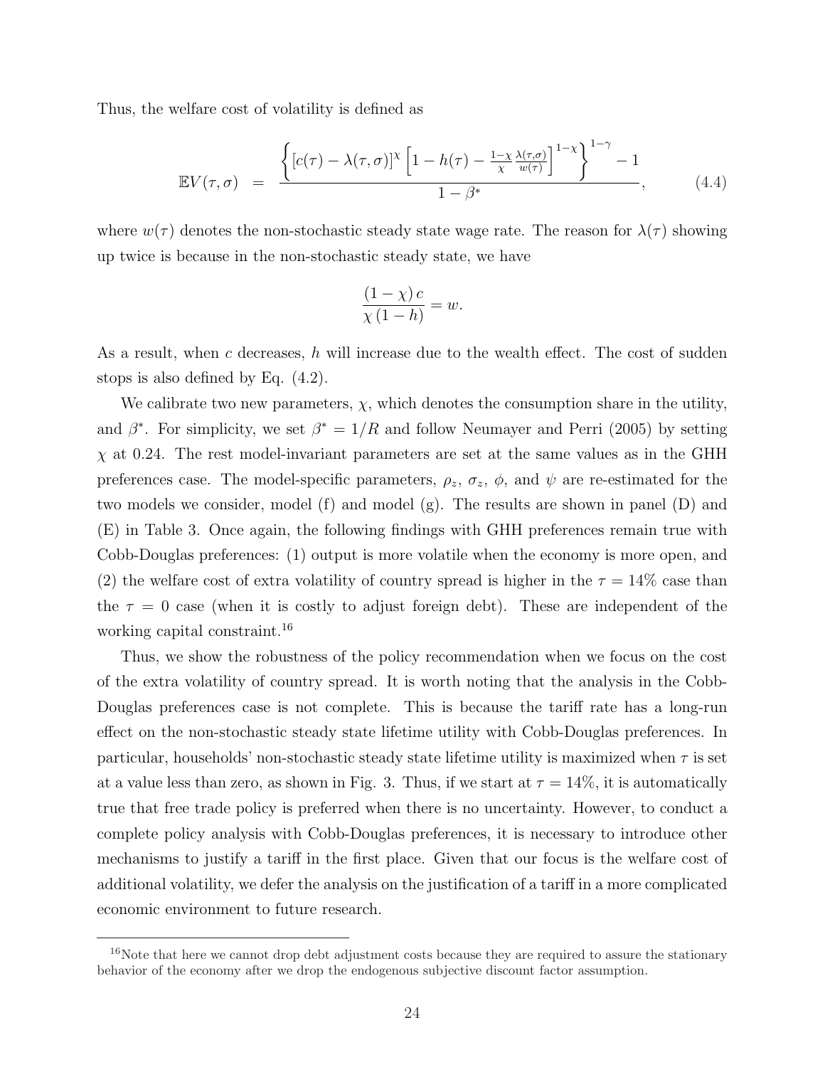Thus, the welfare cost of volatility is defined as

$$\mathbb{E}V(\tau,\sigma) \;\; = \;\; \frac{\left\{ \left[c(\tau) - \lambda(\tau,\sigma)\right]^{\chi} \left[1 - h(\tau) - \frac{1-\chi}{\chi}\frac{\lambda(\tau,\sigma)}{w(\tau)}\right]^{1-\chi} \right\}^{1-\gamma} - 1}{1-\beta^{*}}, \tag{4.4}$$

where $w(\tau)$ denotes the non-stochastic steady state wage rate. The reason for $\lambda(\tau)$ showing up twice is because in the non-stochastic steady state, we have

$$\frac{(1-\chi)\,c}{\chi\,(1-h)} = w.$$

As a result, when $c$ decreases, $h$ will increase due to the wealth effect. The cost of sudden stops is also defined by Eq. (4.2).

We calibrate two new parameters, $\chi$, which denotes the consumption share in the utility, and $\beta^{*}$. For simplicity, we set $\beta^{*} = 1/R$ and follow Neumayer and Perri (2005) by setting $\chi$ at 0.24. The rest model-invariant parameters are set at the same values as in the GHH preferences case. The model-specific parameters, $\rho_z$, $\sigma_z$, $\phi$, and $\psi$ are re-estimated for the two models we consider, model (f) and model (g). The results are shown in panel (D) and (E) in Table 3. Once again, the following findings with GHH preferences remain true with Cobb-Douglas preferences: (1) output is more volatile when the economy is more open, and (2) the welfare cost of extra volatility of country spread is higher in the $\tau = 14\%$ case than the $\tau = 0$ case (when it is costly to adjust foreign debt). These are independent of the working capital constraint.[16]

Thus, we show the robustness of the policy recommendation when we focus on the cost of the extra volatility of country spread. It is worth noting that the analysis in the Cobb-Douglas preferences case is not complete. This is because the tariff rate has a long-run effect on the non-stochastic steady state lifetime utility with Cobb-Douglas preferences. In particular, households' non-stochastic steady state lifetime utility is maximized when $\tau$ is set at a value less than zero, as shown in Fig. 3. Thus, if we start at $\tau = 14\%$, it is automatically true that free trade policy is preferred when there is no uncertainty. However, to conduct a complete policy analysis with Cobb-Douglas preferences, it is necessary to introduce other mechanisms to justify a tariff in the first place. Given that our focus is the welfare cost of additional volatility, we defer the analysis on the justification of a tariff in a more complicated economic environment to future research.

[16] Note that here we cannot drop debt adjustment costs because they are required to assure the stationary behavior of the economy after we drop the endogenous subjective discount factor assumption.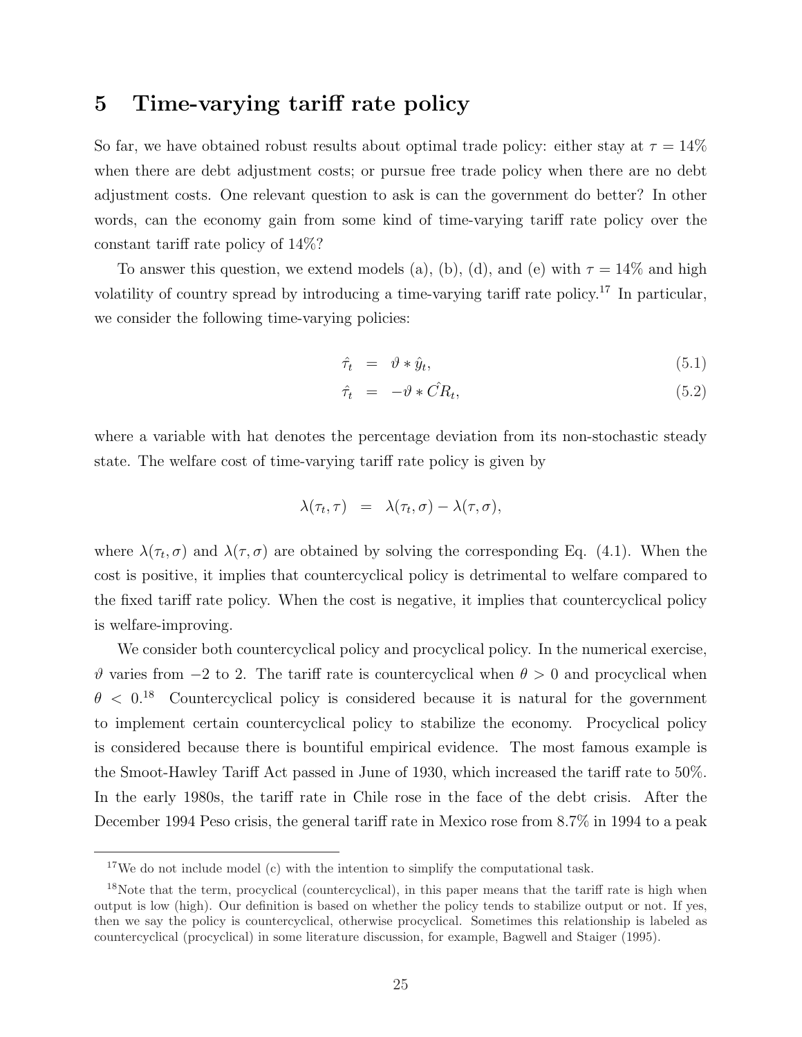## 5 Time-varying tariff rate policy

So far, we have obtained robust results about optimal trade policy: either stay at $\tau = 14\%$ when there are debt adjustment costs; or pursue free trade policy when there are no debt adjustment costs. One relevant question to ask is can the government do better? In other words, can the economy gain from some kind of time-varying tariff rate policy over the constant tariff rate policy of 14%?

To answer this question, we extend models (a), (b), (d), and (e) with $\tau = 14\%$ and high volatility of country spread by introducing a time-varying tariff rate policy.[17] In particular, we consider the following time-varying policies:

$$\hat{\tau}_t = \vartheta * \hat{y}_t, \tag{5.1}$$

$$\hat{\tau}_t = -\vartheta * \hat{CR}_t, \tag{5.2}$$

where a variable with hat denotes the percentage deviation from its non-stochastic steady state. The welfare cost of time-varying tariff rate policy is given by

$$\lambda(\tau_t, \tau) = \lambda(\tau_t, \sigma) - \lambda(\tau, \sigma),$$

where $\lambda(\tau_t, \sigma)$ and $\lambda(\tau, \sigma)$ are obtained by solving the corresponding Eq. (4.1). When the cost is positive, it implies that countercyclical policy is detrimental to welfare compared to the fixed tariff rate policy. When the cost is negative, it implies that countercyclical policy is welfare-improving.

We consider both countercyclical policy and procyclical policy. In the numerical exercise, $\vartheta$ varies from $-2$ to 2. The tariff rate is countercyclical when $\theta > 0$ and procyclical when $\theta < 0$.[18] Countercyclical policy is considered because it is natural for the government to implement certain countercyclical policy to stabilize the economy. Procyclical policy is considered because there is bountiful empirical evidence. The most famous example is the Smoot-Hawley Tariff Act passed in June of 1930, which increased the tariff rate to 50%. In the early 1980s, the tariff rate in Chile rose in the face of the debt crisis. After the December 1994 Peso crisis, the general tariff rate in Mexico rose from 8.7% in 1994 to a peak

[17] We do not include model (c) with the intention to simplify the computational task.

[18] Note that the term, procyclical (countercyclical), in this paper means that the tariff rate is high when output is low (high). Our definition is based on whether the policy tends to stabilize output or not. If yes, then we say the policy is countercyclical, otherwise procyclical. Sometimes this relationship is labeled as countercyclical (procyclical) in some literature discussion, for example, Bagwell and Staiger (1995).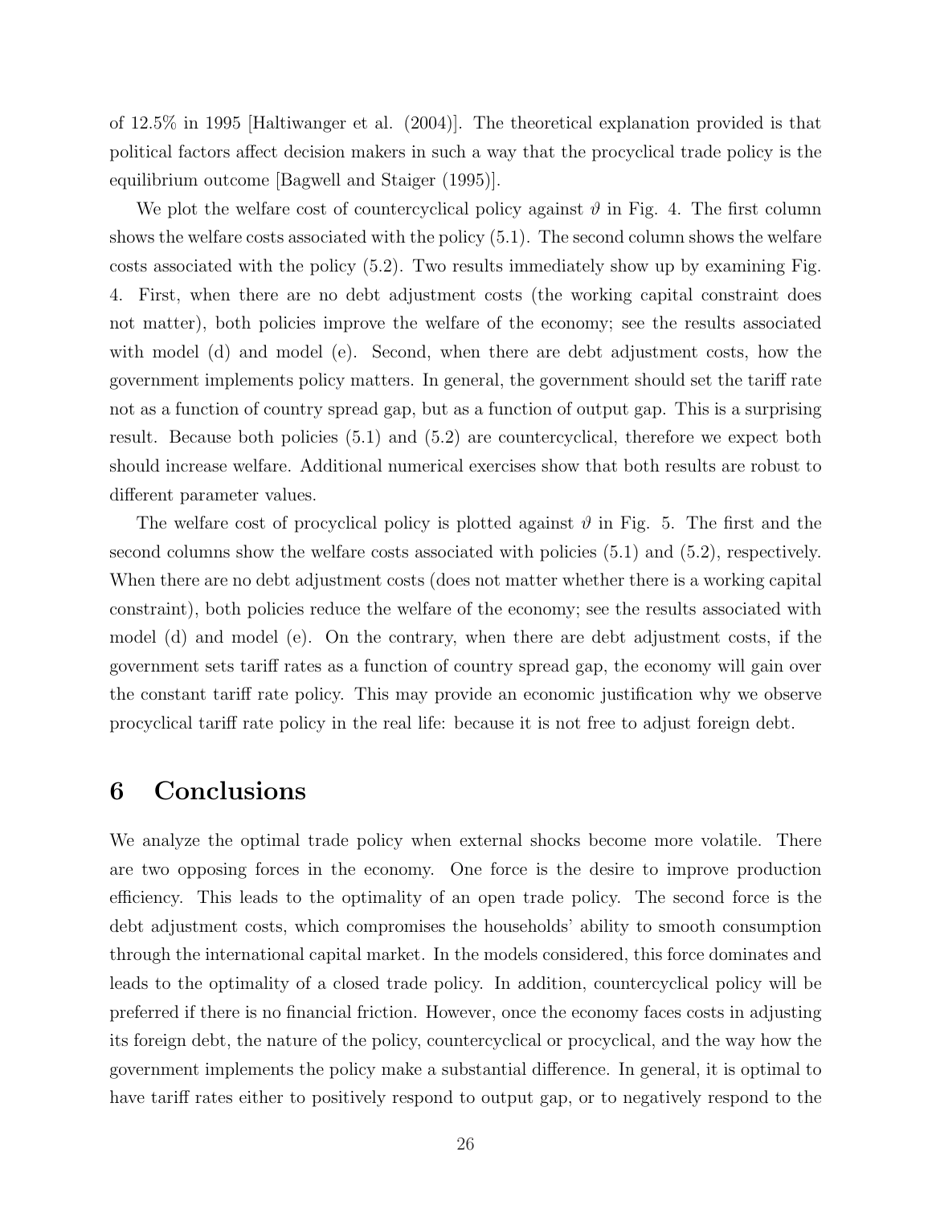of 12.5% in 1995 [Haltiwanger et al. (2004)]. The theoretical explanation provided is that political factors affect decision makers in such a way that the procyclical trade policy is the equilibrium outcome [Bagwell and Staiger (1995)].

We plot the welfare cost of countercyclical policy against $\vartheta$ in Fig. 4. The first column shows the welfare costs associated with the policy (5.1). The second column shows the welfare costs associated with the policy (5.2). Two results immediately show up by examining Fig. 4. First, when there are no debt adjustment costs (the working capital constraint does not matter), both policies improve the welfare of the economy; see the results associated with model (d) and model (e). Second, when there are debt adjustment costs, how the government implements policy matters. In general, the government should set the tariff rate not as a function of country spread gap, but as a function of output gap. This is a surprising result. Because both policies (5.1) and (5.2) are countercyclical, therefore we expect both should increase welfare. Additional numerical exercises show that both results are robust to different parameter values.

The welfare cost of procyclical policy is plotted against $\vartheta$ in Fig. 5. The first and the second columns show the welfare costs associated with policies (5.1) and (5.2), respectively. When there are no debt adjustment costs (does not matter whether there is a working capital constraint), both policies reduce the welfare of the economy; see the results associated with model (d) and model (e). On the contrary, when there are debt adjustment costs, if the government sets tariff rates as a function of country spread gap, the economy will gain over the constant tariff rate policy. This may provide an economic justification why we observe procyclical tariff rate policy in the real life: because it is not free to adjust foreign debt.

# 6 Conclusions

We analyze the optimal trade policy when external shocks become more volatile. There are two opposing forces in the economy. One force is the desire to improve production efficiency. This leads to the optimality of an open trade policy. The second force is the debt adjustment costs, which compromises the households' ability to smooth consumption through the international capital market. In the models considered, this force dominates and leads to the optimality of a closed trade policy. In addition, countercyclical policy will be preferred if there is no financial friction. However, once the economy faces costs in adjusting its foreign debt, the nature of the policy, countercyclical or procyclical, and the way how the government implements the policy make a substantial difference. In general, it is optimal to have tariff rates either to positively respond to output gap, or to negatively respond to the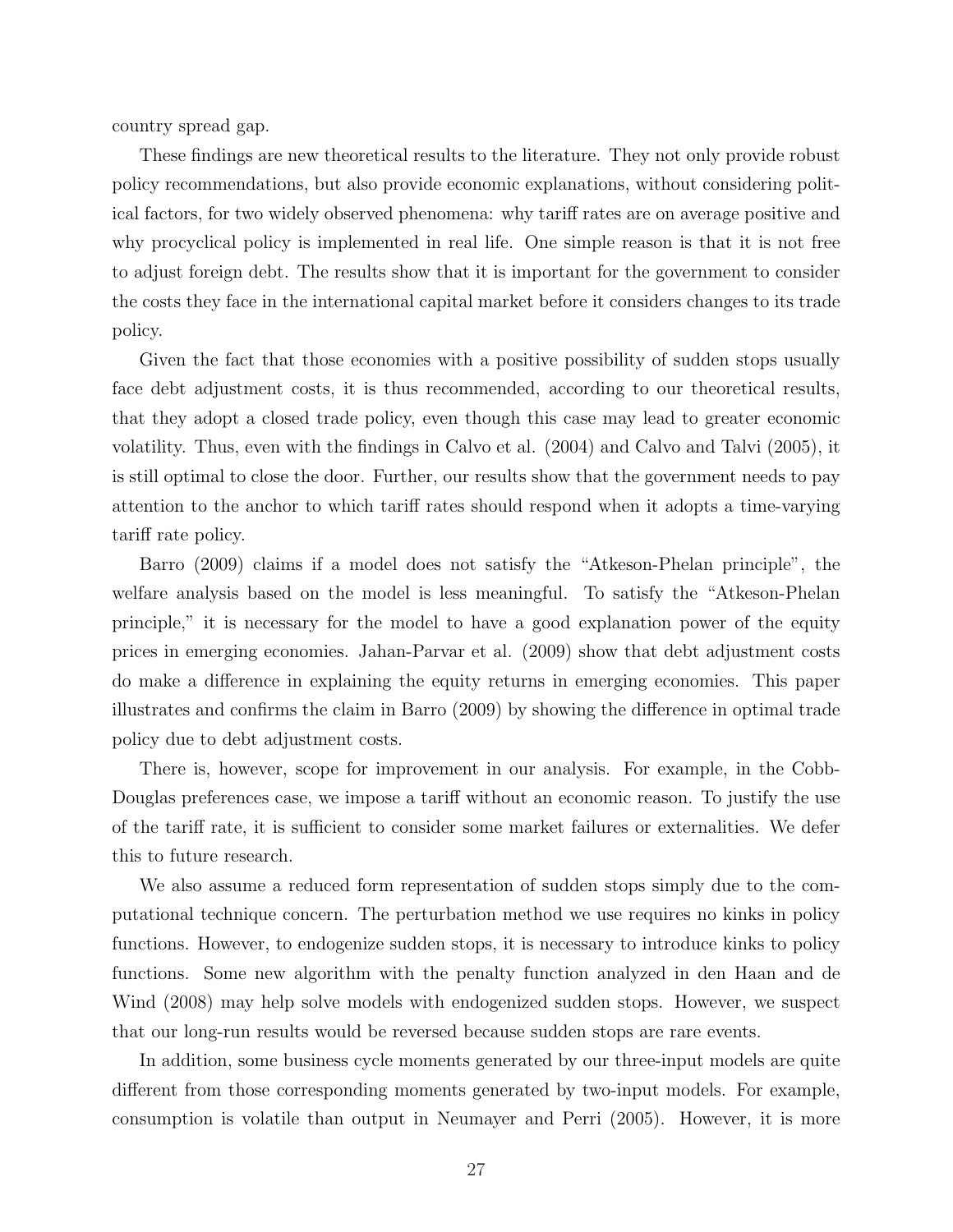country spread gap.

These findings are new theoretical results to the literature. They not only provide robust policy recommendations, but also provide economic explanations, without considering political factors, for two widely observed phenomena: why tariff rates are on average positive and why procyclical policy is implemented in real life. One simple reason is that it is not free to adjust foreign debt. The results show that it is important for the government to consider the costs they face in the international capital market before it considers changes to its trade policy.

Given the fact that those economies with a positive possibility of sudden stops usually face debt adjustment costs, it is thus recommended, according to our theoretical results, that they adopt a closed trade policy, even though this case may lead to greater economic volatility. Thus, even with the findings in Calvo et al. (2004) and Calvo and Talvi (2005), it is still optimal to close the door. Further, our results show that the government needs to pay attention to the anchor to which tariff rates should respond when it adopts a time-varying tariff rate policy.

Barro (2009) claims if a model does not satisfy the "Atkeson-Phelan principle", the welfare analysis based on the model is less meaningful. To satisfy the "Atkeson-Phelan principle," it is necessary for the model to have a good explanation power of the equity prices in emerging economies. Jahan-Parvar et al. (2009) show that debt adjustment costs do make a difference in explaining the equity returns in emerging economies. This paper illustrates and confirms the claim in Barro (2009) by showing the difference in optimal trade policy due to debt adjustment costs.

There is, however, scope for improvement in our analysis. For example, in the Cobb-Douglas preferences case, we impose a tariff without an economic reason. To justify the use of the tariff rate, it is sufficient to consider some market failures or externalities. We defer this to future research.

We also assume a reduced form representation of sudden stops simply due to the computational technique concern. The perturbation method we use requires no kinks in policy functions. However, to endogenize sudden stops, it is necessary to introduce kinks to policy functions. Some new algorithm with the penalty function analyzed in den Haan and de Wind (2008) may help solve models with endogenized sudden stops. However, we suspect that our long-run results would be reversed because sudden stops are rare events.

In addition, some business cycle moments generated by our three-input models are quite different from those corresponding moments generated by two-input models. For example, consumption is volatile than output in Neumayer and Perri (2005). However, it is more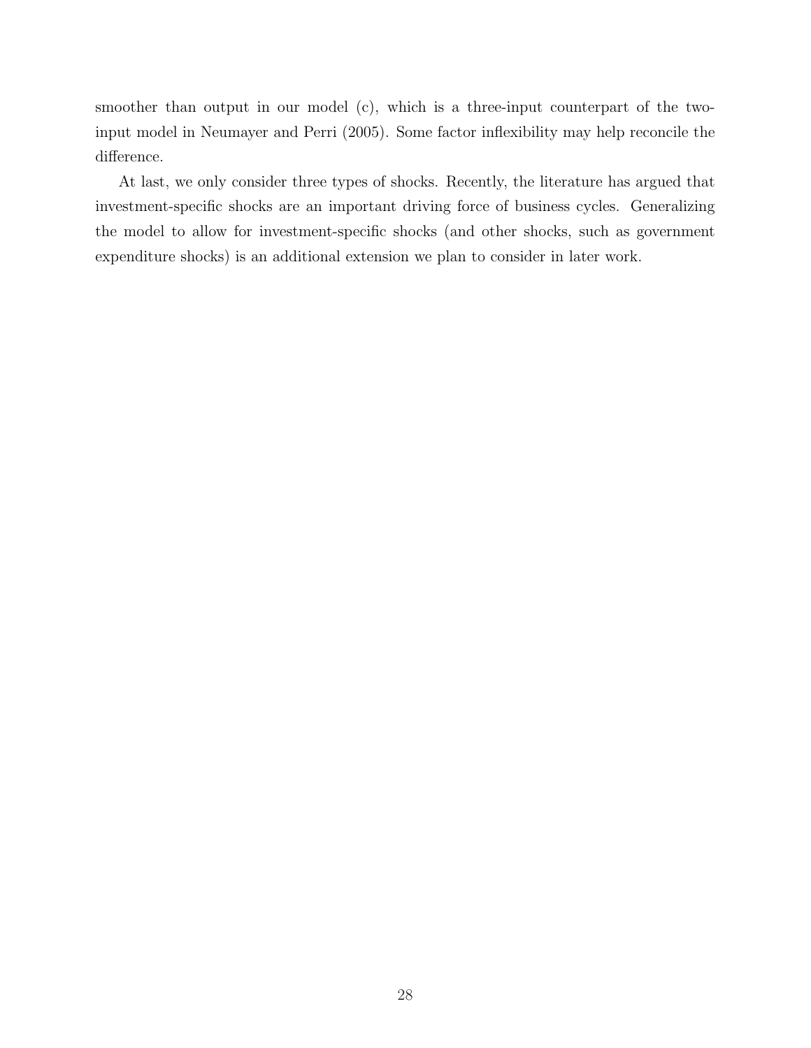smoother than output in our model (c), which is a three-input counterpart of the two-input model in Neumayer and Perri (2005). Some factor inflexibility may help reconcile the difference.

At last, we only consider three types of shocks. Recently, the literature has argued that investment-specific shocks are an important driving force of business cycles. Generalizing the model to allow for investment-specific shocks (and other shocks, such as government expenditure shocks) is an additional extension we plan to consider in later work.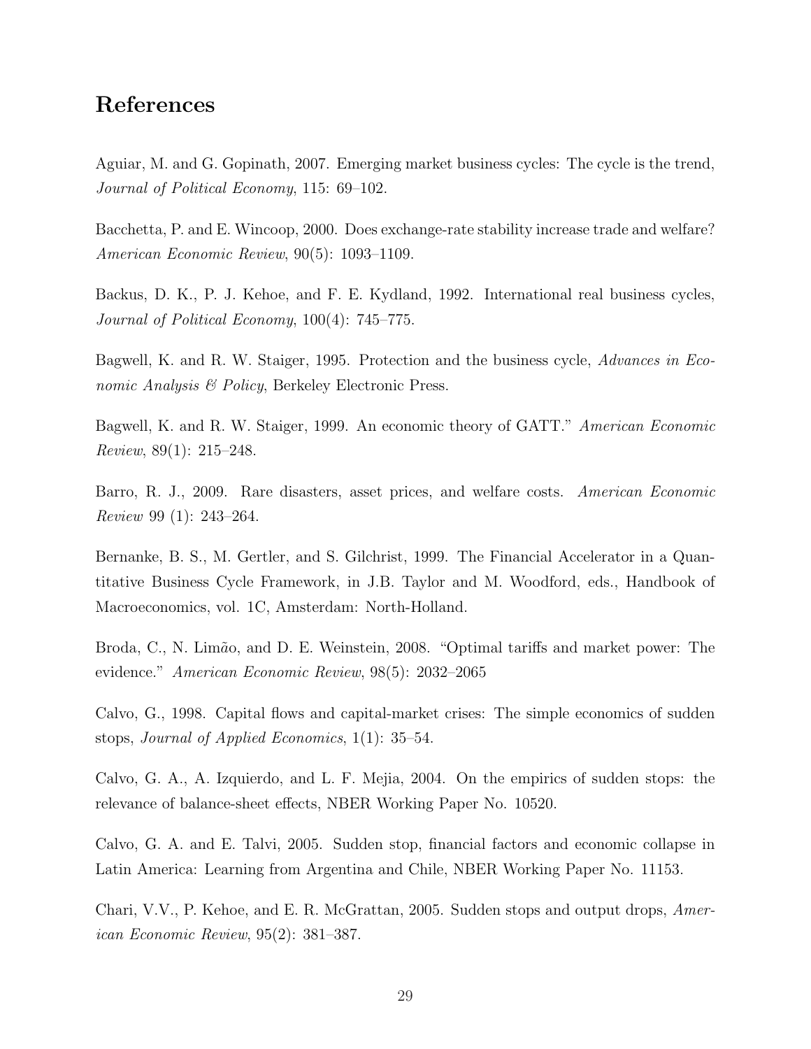## References

Aguiar, M. and G. Gopinath, 2007. Emerging market business cycles: The cycle is the trend, *Journal of Political Economy*, 115: 69–102.

Bacchetta, P. and E. Wincoop, 2000. Does exchange-rate stability increase trade and welfare? *American Economic Review*, 90(5): 1093–1109.

Backus, D. K., P. J. Kehoe, and F. E. Kydland, 1992. International real business cycles, *Journal of Political Economy*, 100(4): 745–775.

Bagwell, K. and R. W. Staiger, 1995. Protection and the business cycle, *Advances in Economic Analysis & Policy*, Berkeley Electronic Press.

Bagwell, K. and R. W. Staiger, 1999. An economic theory of GATT." *American Economic Review*, 89(1): 215–248.

Barro, R. J., 2009. Rare disasters, asset prices, and welfare costs. *American Economic Review* 99 (1): 243–264.

Bernanke, B. S., M. Gertler, and S. Gilchrist, 1999. The Financial Accelerator in a Quantitative Business Cycle Framework, in J.B. Taylor and M. Woodford, eds., Handbook of Macroeconomics, vol. 1C, Amsterdam: North-Holland.

Broda, C., N. Limão, and D. E. Weinstein, 2008. "Optimal tariffs and market power: The evidence." *American Economic Review*, 98(5): 2032–2065

Calvo, G., 1998. Capital flows and capital-market crises: The simple economics of sudden stops, *Journal of Applied Economics*, 1(1): 35–54.

Calvo, G. A., A. Izquierdo, and L. F. Mejia, 2004. On the empirics of sudden stops: the relevance of balance-sheet effects, NBER Working Paper No. 10520.

Calvo, G. A. and E. Talvi, 2005. Sudden stop, financial factors and economic collapse in Latin America: Learning from Argentina and Chile, NBER Working Paper No. 11153.

Chari, V.V., P. Kehoe, and E. R. McGrattan, 2005. Sudden stops and output drops, *American Economic Review*, 95(2): 381–387.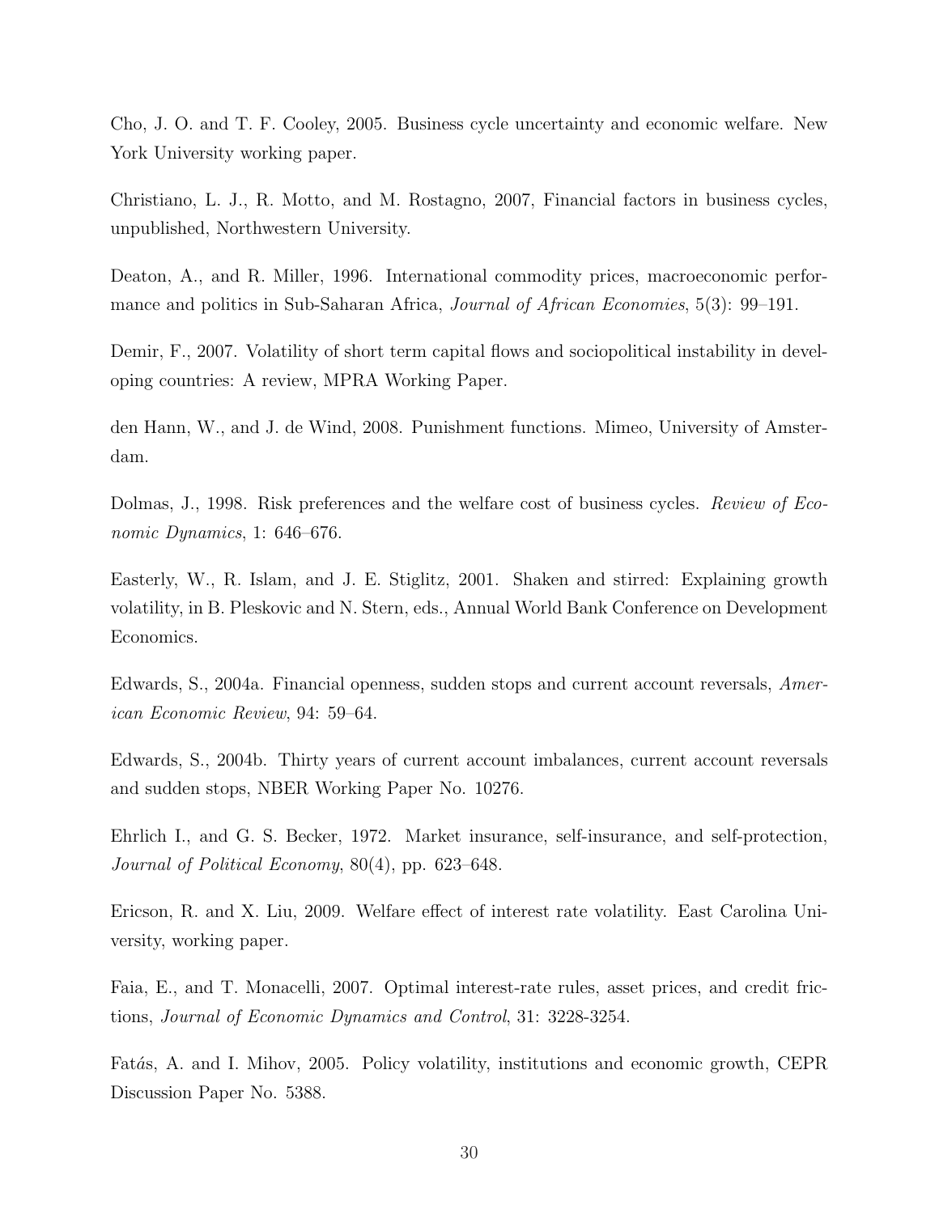Cho, J. O. and T. F. Cooley, 2005. Business cycle uncertainty and economic welfare. New York University working paper.

Christiano, L. J., R. Motto, and M. Rostagno, 2007, Financial factors in business cycles, unpublished, Northwestern University.

Deaton, A., and R. Miller, 1996. International commodity prices, macroeconomic performance and politics in Sub-Saharan Africa, *Journal of African Economies*, 5(3): 99–191.

Demir, F., 2007. Volatility of short term capital flows and sociopolitical instability in developing countries: A review, MPRA Working Paper.

den Hann, W., and J. de Wind, 2008. Punishment functions. Mimeo, University of Amsterdam.

Dolmas, J., 1998. Risk preferences and the welfare cost of business cycles. *Review of Economic Dynamics*, 1: 646–676.

Easterly, W., R. Islam, and J. E. Stiglitz, 2001. Shaken and stirred: Explaining growth volatility, in B. Pleskovic and N. Stern, eds., Annual World Bank Conference on Development Economics.

Edwards, S., 2004a. Financial openness, sudden stops and current account reversals, *American Economic Review*, 94: 59–64.

Edwards, S., 2004b. Thirty years of current account imbalances, current account reversals and sudden stops, NBER Working Paper No. 10276.

Ehrlich I., and G. S. Becker, 1972. Market insurance, self-insurance, and self-protection, *Journal of Political Economy*, 80(4), pp. 623–648.

Ericson, R. and X. Liu, 2009. Welfare effect of interest rate volatility. East Carolina University, working paper.

Faia, E., and T. Monacelli, 2007. Optimal interest-rate rules, asset prices, and credit frictions, *Journal of Economic Dynamics and Control*, 31: 3228-3254.

Fatás, A. and I. Mihov, 2005. Policy volatility, institutions and economic growth, CEPR Discussion Paper No. 5388.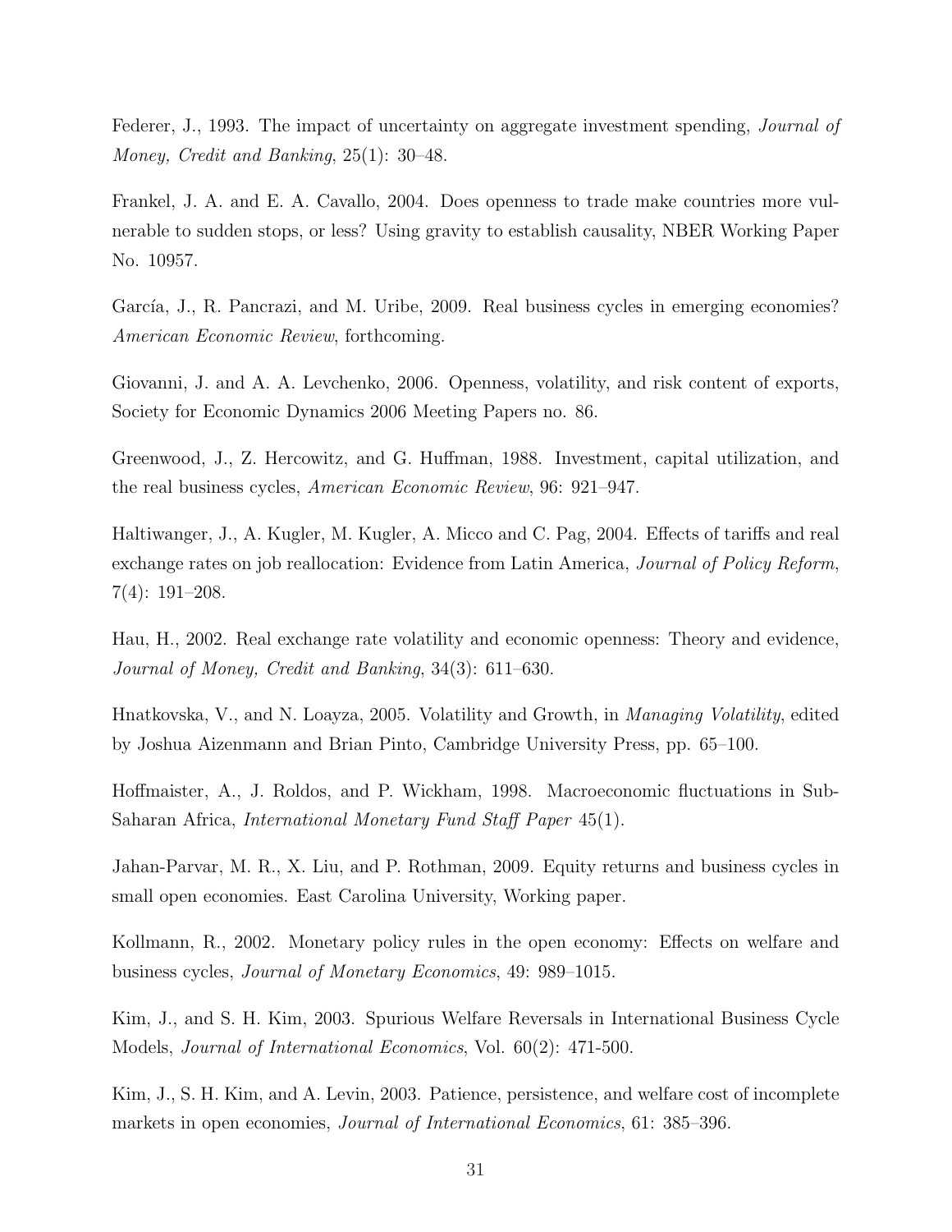Federer, J., 1993. The impact of uncertainty on aggregate investment spending, *Journal of Money, Credit and Banking*, 25(1): 30–48.

Frankel, J. A. and E. A. Cavallo, 2004. Does openness to trade make countries more vulnerable to sudden stops, or less? Using gravity to establish causality, NBER Working Paper No. 10957.

García, J., R. Pancrazi, and M. Uribe, 2009. Real business cycles in emerging economies? *American Economic Review*, forthcoming.

Giovanni, J. and A. A. Levchenko, 2006. Openness, volatility, and risk content of exports, Society for Economic Dynamics 2006 Meeting Papers no. 86.

Greenwood, J., Z. Hercowitz, and G. Huffman, 1988. Investment, capital utilization, and the real business cycles, *American Economic Review*, 96: 921–947.

Haltiwanger, J., A. Kugler, M. Kugler, A. Micco and C. Pag, 2004. Effects of tariffs and real exchange rates on job reallocation: Evidence from Latin America, *Journal of Policy Reform*, 7(4): 191–208.

Hau, H., 2002. Real exchange rate volatility and economic openness: Theory and evidence, *Journal of Money, Credit and Banking*, 34(3): 611–630.

Hnatkovska, V., and N. Loayza, 2005. Volatility and Growth, in *Managing Volatility*, edited by Joshua Aizenmann and Brian Pinto, Cambridge University Press, pp. 65–100.

Hoffmaister, A., J. Roldos, and P. Wickham, 1998. Macroeconomic fluctuations in Sub-Saharan Africa, *International Monetary Fund Staff Paper* 45(1).

Jahan-Parvar, M. R., X. Liu, and P. Rothman, 2009. Equity returns and business cycles in small open economies. East Carolina University, Working paper.

Kollmann, R., 2002. Monetary policy rules in the open economy: Effects on welfare and business cycles, *Journal of Monetary Economics*, 49: 989–1015.

Kim, J., and S. H. Kim, 2003. Spurious Welfare Reversals in International Business Cycle Models, *Journal of International Economics*, Vol. 60(2): 471-500.

Kim, J., S. H. Kim, and A. Levin, 2003. Patience, persistence, and welfare cost of incomplete markets in open economies, *Journal of International Economics*, 61: 385–396.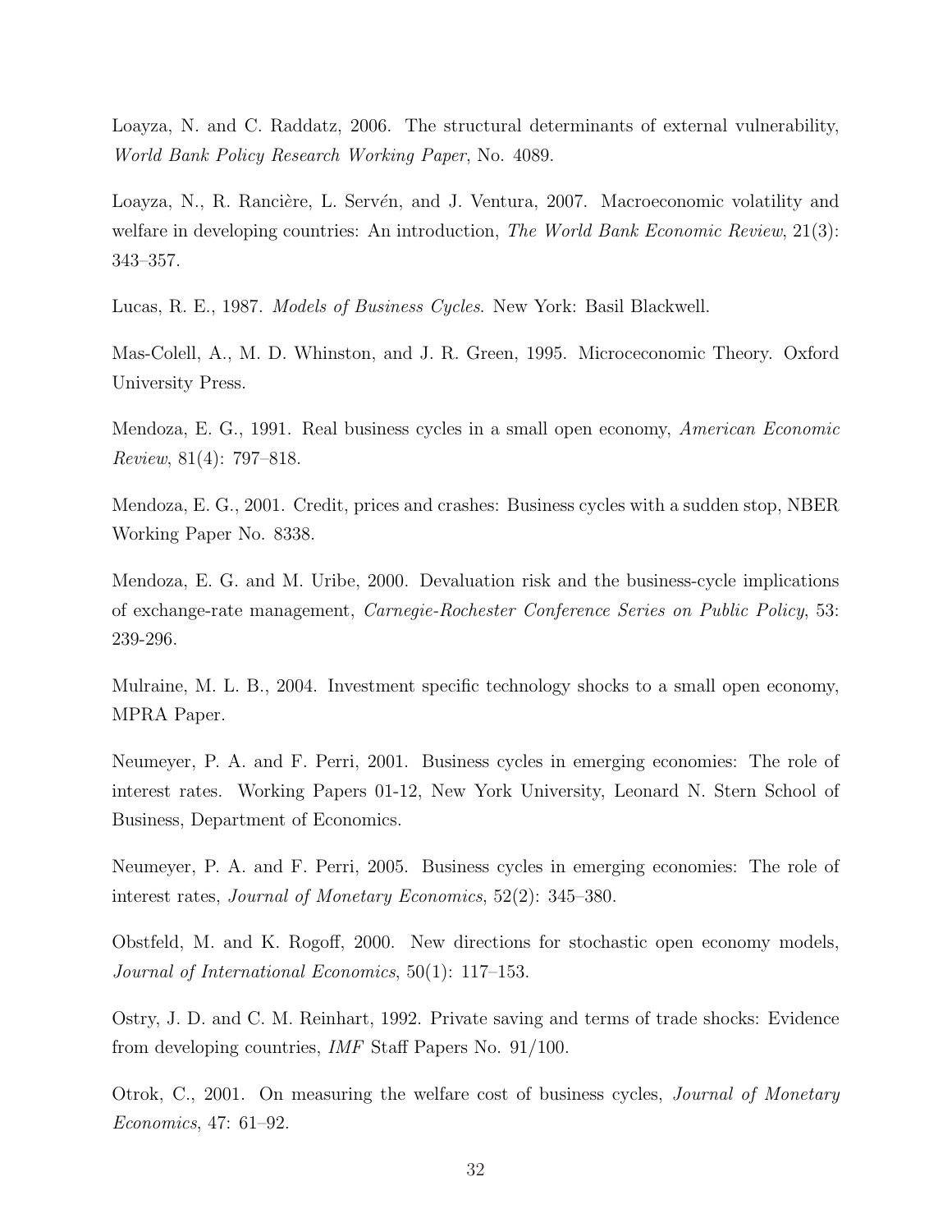Loayza, N. and C. Raddatz, 2006. The structural determinants of external vulnerability, *World Bank Policy Research Working Paper*, No. 4089.

Loayza, N., R. Rancière, L. Servén, and J. Ventura, 2007. Macroeconomic volatility and welfare in developing countries: An introduction, *The World Bank Economic Review*, 21(3): 343–357.

Lucas, R. E., 1987. *Models of Business Cycles*. New York: Basil Blackwell.

Mas-Colell, A., M. D. Whinston, and J. R. Green, 1995. Microceconomic Theory. Oxford University Press.

Mendoza, E. G., 1991. Real business cycles in a small open economy, *American Economic Review*, 81(4): 797–818.

Mendoza, E. G., 2001. Credit, prices and crashes: Business cycles with a sudden stop, NBER Working Paper No. 8338.

Mendoza, E. G. and M. Uribe, 2000. Devaluation risk and the business-cycle implications of exchange-rate management, *Carnegie-Rochester Conference Series on Public Policy*, 53: 239-296.

Mulraine, M. L. B., 2004. Investment specific technology shocks to a small open economy, MPRA Paper.

Neumeyer, P. A. and F. Perri, 2001. Business cycles in emerging economies: The role of interest rates. Working Papers 01-12, New York University, Leonard N. Stern School of Business, Department of Economics.

Neumeyer, P. A. and F. Perri, 2005. Business cycles in emerging economies: The role of interest rates, *Journal of Monetary Economics*, 52(2): 345–380.

Obstfeld, M. and K. Rogoff, 2000. New directions for stochastic open economy models, *Journal of International Economics*, 50(1): 117–153.

Ostry, J. D. and C. M. Reinhart, 1992. Private saving and terms of trade shocks: Evidence from developing countries, *IMF* Staff Papers No. 91/100.

Otrok, C., 2001. On measuring the welfare cost of business cycles, *Journal of Monetary Economics*, 47: 61–92.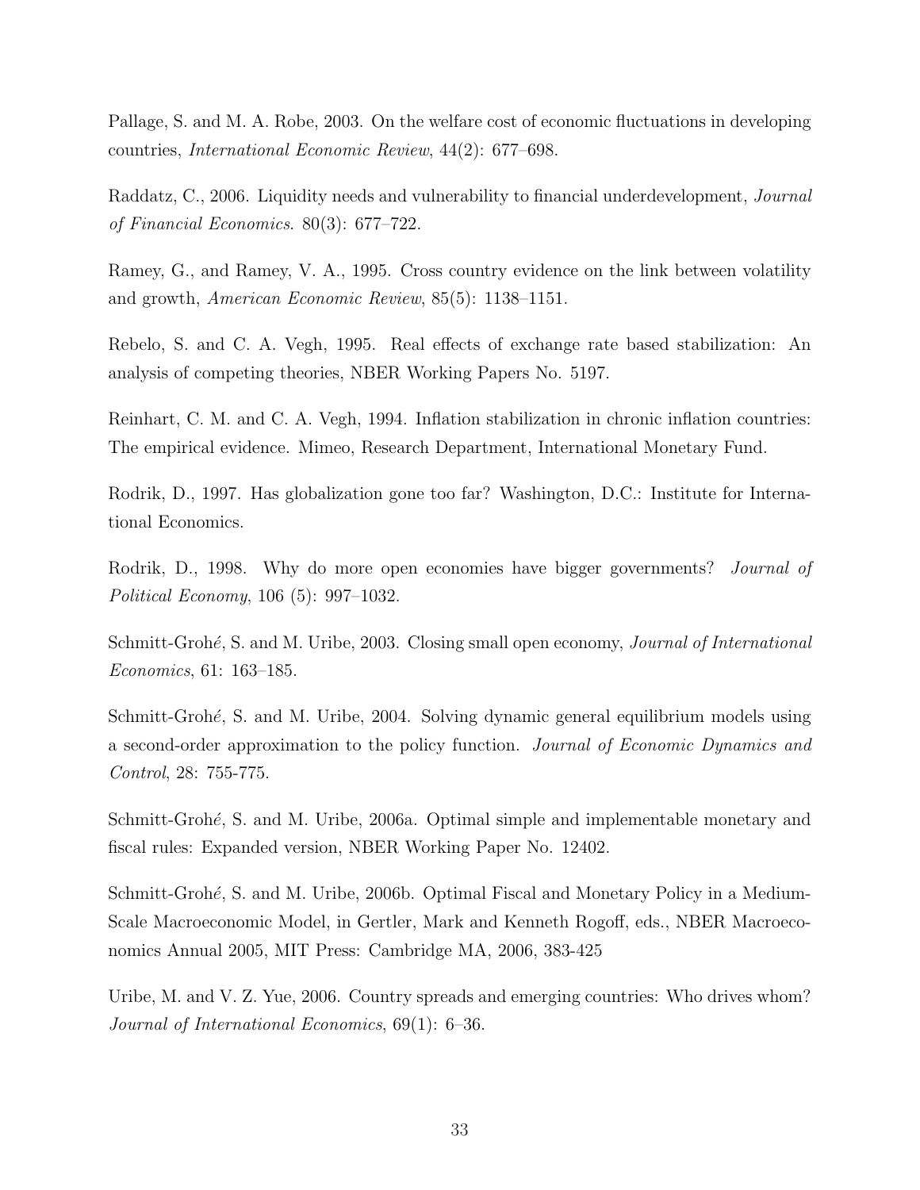Pallage, S. and M. A. Robe, 2003. On the welfare cost of economic fluctuations in developing countries, *International Economic Review*, 44(2): 677–698.

Raddatz, C., 2006. Liquidity needs and vulnerability to financial underdevelopment, *Journal of Financial Economics*. 80(3): 677–722.

Ramey, G., and Ramey, V. A., 1995. Cross country evidence on the link between volatility and growth, *American Economic Review*, 85(5): 1138–1151.

Rebelo, S. and C. A. Vegh, 1995. Real effects of exchange rate based stabilization: An analysis of competing theories, NBER Working Papers No. 5197.

Reinhart, C. M. and C. A. Vegh, 1994. Inflation stabilization in chronic inflation countries: The empirical evidence. Mimeo, Research Department, International Monetary Fund.

Rodrik, D., 1997. Has globalization gone too far? Washington, D.C.: Institute for International Economics.

Rodrik, D., 1998. Why do more open economies have bigger governments? *Journal of Political Economy*, 106 (5): 997–1032.

Schmitt-Grohé, S. and M. Uribe, 2003. Closing small open economy, *Journal of International Economics*, 61: 163–185.

Schmitt-Grohé, S. and M. Uribe, 2004. Solving dynamic general equilibrium models using a second-order approximation to the policy function. *Journal of Economic Dynamics and Control*, 28: 755-775.

Schmitt-Grohé, S. and M. Uribe, 2006a. Optimal simple and implementable monetary and fiscal rules: Expanded version, NBER Working Paper No. 12402.

Schmitt-Grohé, S. and M. Uribe, 2006b. Optimal Fiscal and Monetary Policy in a Medium-Scale Macroeconomic Model, in Gertler, Mark and Kenneth Rogoff, eds., NBER Macroeconomics Annual 2005, MIT Press: Cambridge MA, 2006, 383-425

Uribe, M. and V. Z. Yue, 2006. Country spreads and emerging countries: Who drives whom? *Journal of International Economics*, 69(1): 6–36.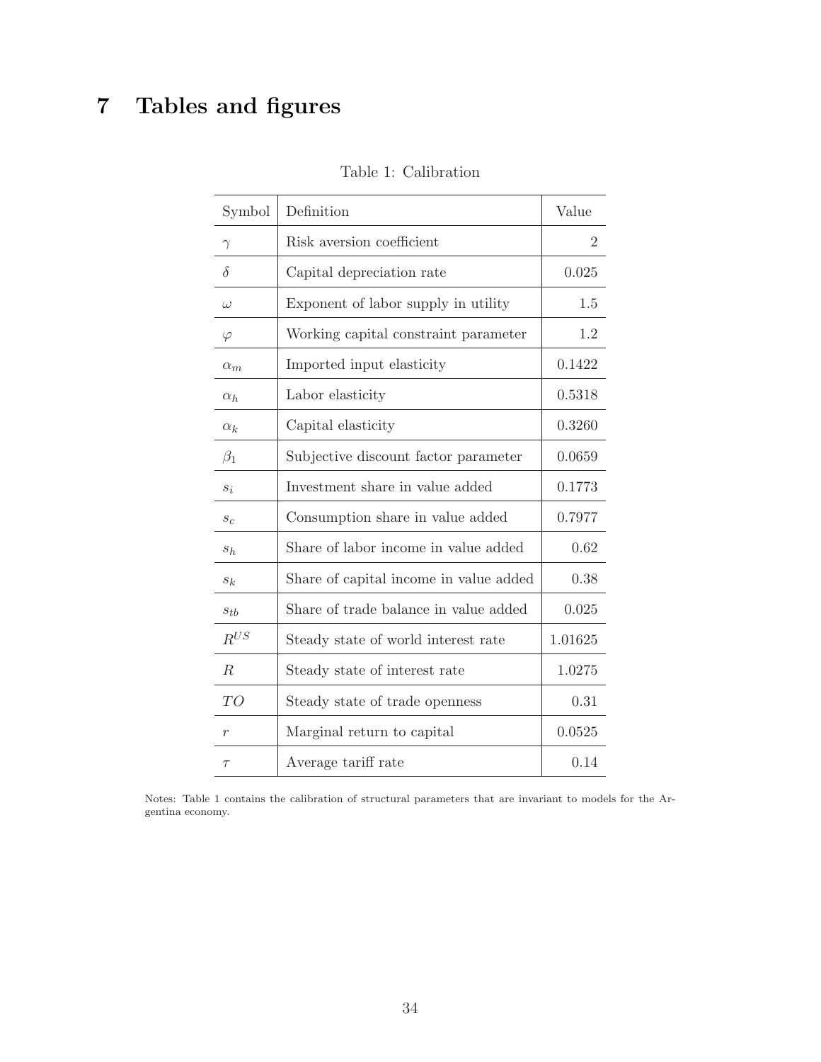# 7 Tables and figures

Table 1: Calibration

| Symbol | Definition | Value |
|---|---|---|
| $\gamma$ | Risk aversion coefficient | 2 |
| $\delta$ | Capital depreciation rate | 0.025 |
| $\omega$ | Exponent of labor supply in utility | 1.5 |
| $\varphi$ | Working capital constraint parameter | 1.2 |
| $\alpha_m$ | Imported input elasticity | 0.1422 |
| $\alpha_h$ | Labor elasticity | 0.5318 |
| $\alpha_k$ | Capital elasticity | 0.3260 |
| $\beta_1$ | Subjective discount factor parameter | 0.0659 |
| $s_i$ | Investment share in value added | 0.1773 |
| $s_c$ | Consumption share in value added | 0.7977 |
| $s_h$ | Share of labor income in value added | 0.62 |
| $s_k$ | Share of capital income in value added | 0.38 |
| $s_{tb}$ | Share of trade balance in value added | 0.025 |
| $R^{US}$ | Steady state of world interest rate | 1.01625 |
| $R$ | Steady state of interest rate | 1.0275 |
| $TO$ | Steady state of trade openness | 0.31 |
| $r$ | Marginal return to capital | 0.0525 |
| $\tau$ | Average tariff rate | 0.14 |

Notes: Table 1 contains the calibration of structural parameters that are invariant to models for the Argentina economy.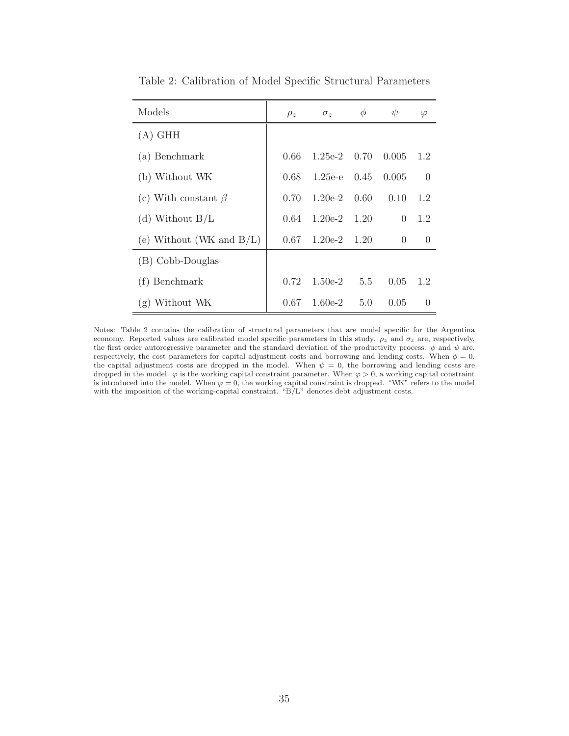Table 2: Calibration of Model Specific Structural Parameters

| Models | $\rho_z$ | $\sigma_z$ | $\phi$ | $\psi$ | $\varphi$ |
|---|---|---|---|---|---|
| (A) GHH | | | | | |
| (a) Benchmark | 0.66 | 1.25e-2 | 0.70 | 0.005 | 1.2 |
| (b) Without WK | 0.68 | 1.25e-e | 0.45 | 0.005 | 0 |
| (c) With constant $\beta$ | 0.70 | 1.20e-2 | 0.60 | 0.10 | 1.2 |
| (d) Without B/L | 0.64 | 1.20e-2 | 1.20 | 0 | 1.2 |
| (e) Without (WK and B/L) | 0.67 | 1.20e-2 | 1.20 | 0 | 0 |
| (B) Cobb-Douglas | | | | | |
| (f) Benchmark | 0.72 | 1.50e-2 | 5.5 | 0.05 | 1.2 |
| (g) Without WK | 0.67 | 1.60e-2 | 5.0 | 0.05 | 0 |

Notes: Table 2 contains the calibration of structural parameters that are model specific for the Argentina economy. Reported values are calibrated model specific parameters in this study. $\rho_z$ and $\sigma_z$ are, respectively, the first order autoregressive parameter and the standard deviation of the productivity process. $\phi$ and $\psi$ are, respectively, the cost parameters for capital adjustment costs and borrowing and lending costs. When $\phi = 0$, the capital adjustment costs are dropped in the model. When $\psi = 0$, the borrowing and lending costs are dropped in the model. $\varphi$ is the working capital constraint parameter. When $\varphi > 0$, a working capital constraint is introduced into the model. When $\varphi = 0$, the working capital constraint is dropped. "WK" refers to the model with the imposition of the working-capital constraint. "B/L" denotes debt adjustment costs.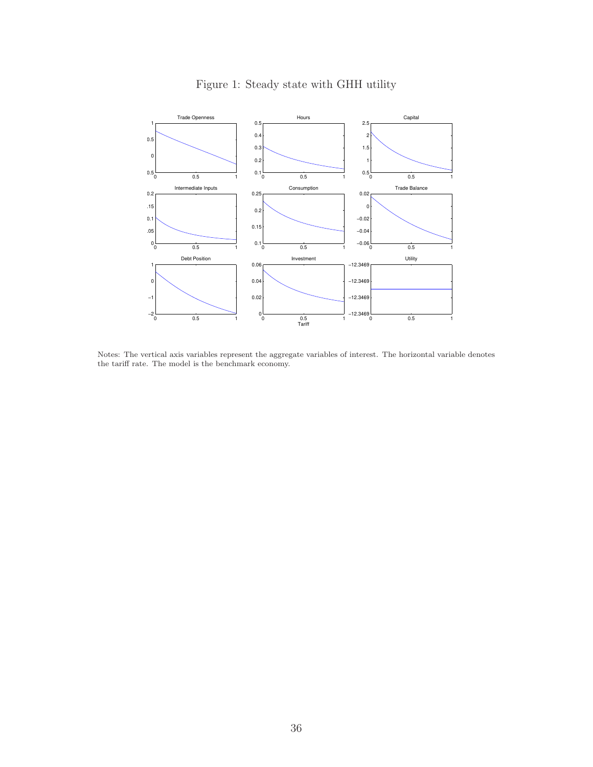Figure 1: Steady state with GHH utility

Notes: The vertical axis variables represent the aggregate variables of interest. The horizontal variable denotes the tariff rate. The model is the benchmark economy.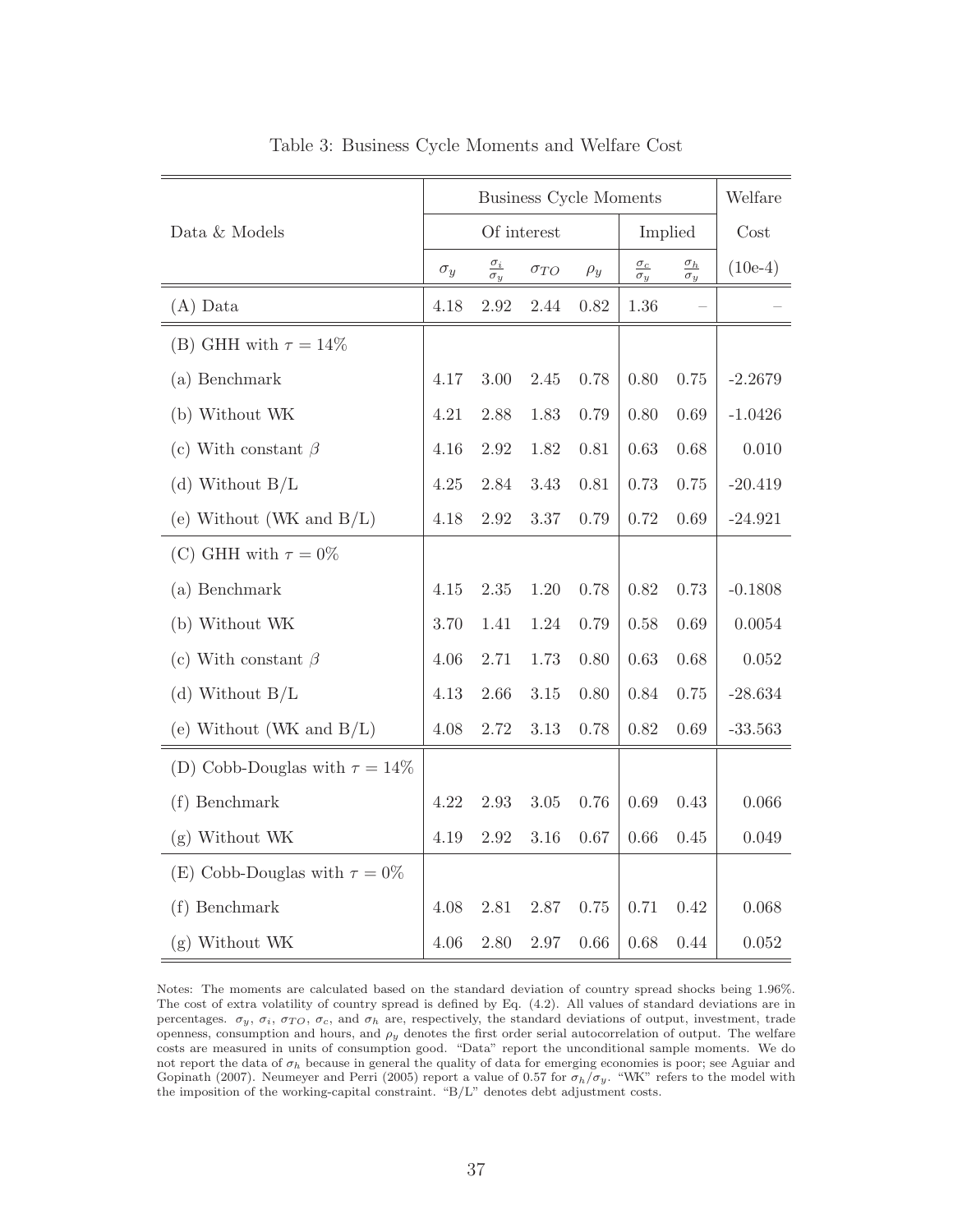Table 3: Business Cycle Moments and Welfare Cost

| Data & Models | Business Cycle Moments | | | | | | Welfare |
|---|---|---|---|---|---|---|---|
| | Of interest | | | | Implied | | Cost |
| | $\sigma_y$ | $\frac{\sigma_i}{\sigma_y}$ | $\sigma_{TO}$ | $\rho_y$ | $\frac{\sigma_c}{\sigma_y}$ | $\frac{\sigma_h}{\sigma_y}$ | (10e-4) |
| (A) Data | 4.18 | 2.92 | 2.44 | 0.82 | 1.36 | – | – |
| (B) GHH with $\tau = 14\%$ | | | | | | | |
| (a) Benchmark | 4.17 | 3.00 | 2.45 | 0.78 | 0.80 | 0.75 | -2.2679 |
| (b) Without WK | 4.21 | 2.88 | 1.83 | 0.79 | 0.80 | 0.69 | -1.0426 |
| (c) With constant $\beta$ | 4.16 | 2.92 | 1.82 | 0.81 | 0.63 | 0.68 | 0.010 |
| (d) Without B/L | 4.25 | 2.84 | 3.43 | 0.81 | 0.73 | 0.75 | -20.419 |
| (e) Without (WK and B/L) | 4.18 | 2.92 | 3.37 | 0.79 | 0.72 | 0.69 | -24.921 |
| (C) GHH with $\tau = 0\%$ | | | | | | | |
| (a) Benchmark | 4.15 | 2.35 | 1.20 | 0.78 | 0.82 | 0.73 | -0.1808 |
| (b) Without WK | 3.70 | 1.41 | 1.24 | 0.79 | 0.58 | 0.69 | 0.0054 |
| (c) With constant $\beta$ | 4.06 | 2.71 | 1.73 | 0.80 | 0.63 | 0.68 | 0.052 |
| (d) Without B/L | 4.13 | 2.66 | 3.15 | 0.80 | 0.84 | 0.75 | -28.634 |
| (e) Without (WK and B/L) | 4.08 | 2.72 | 3.13 | 0.78 | 0.82 | 0.69 | -33.563 |
| (D) Cobb-Douglas with $\tau = 14\%$ | | | | | | | |
| (f) Benchmark | 4.22 | 2.93 | 3.05 | 0.76 | 0.69 | 0.43 | 0.066 |
| (g) Without WK | 4.19 | 2.92 | 3.16 | 0.67 | 0.66 | 0.45 | 0.049 |
| (E) Cobb-Douglas with $\tau = 0\%$ | | | | | | | |
| (f) Benchmark | 4.08 | 2.81 | 2.87 | 0.75 | 0.71 | 0.42 | 0.068 |
| (g) Without WK | 4.06 | 2.80 | 2.97 | 0.66 | 0.68 | 0.44 | 0.052 |

Notes: The moments are calculated based on the standard deviation of country spread shocks being 1.96%. The cost of extra volatility of country spread is defined by Eq. (4.2). All values of standard deviations are in percentages. $\sigma_y$, $\sigma_i$, $\sigma_{TO}$, $\sigma_c$, and $\sigma_h$ are, respectively, the standard deviations of output, investment, trade openness, consumption and hours, and $\rho_y$ denotes the first order serial autocorrelation of output. The welfare costs are measured in units of consumption good. "Data" report the unconditional sample moments. We do not report the data of $\sigma_h$ because in general the quality of data for emerging economies is poor; see Aguiar and Gopinath (2007). Neumeyer and Perri (2005) report a value of 0.57 for $\sigma_h/\sigma_y$. "WK" refers to the model with the imposition of the working-capital constraint. "B/L" denotes debt adjustment costs.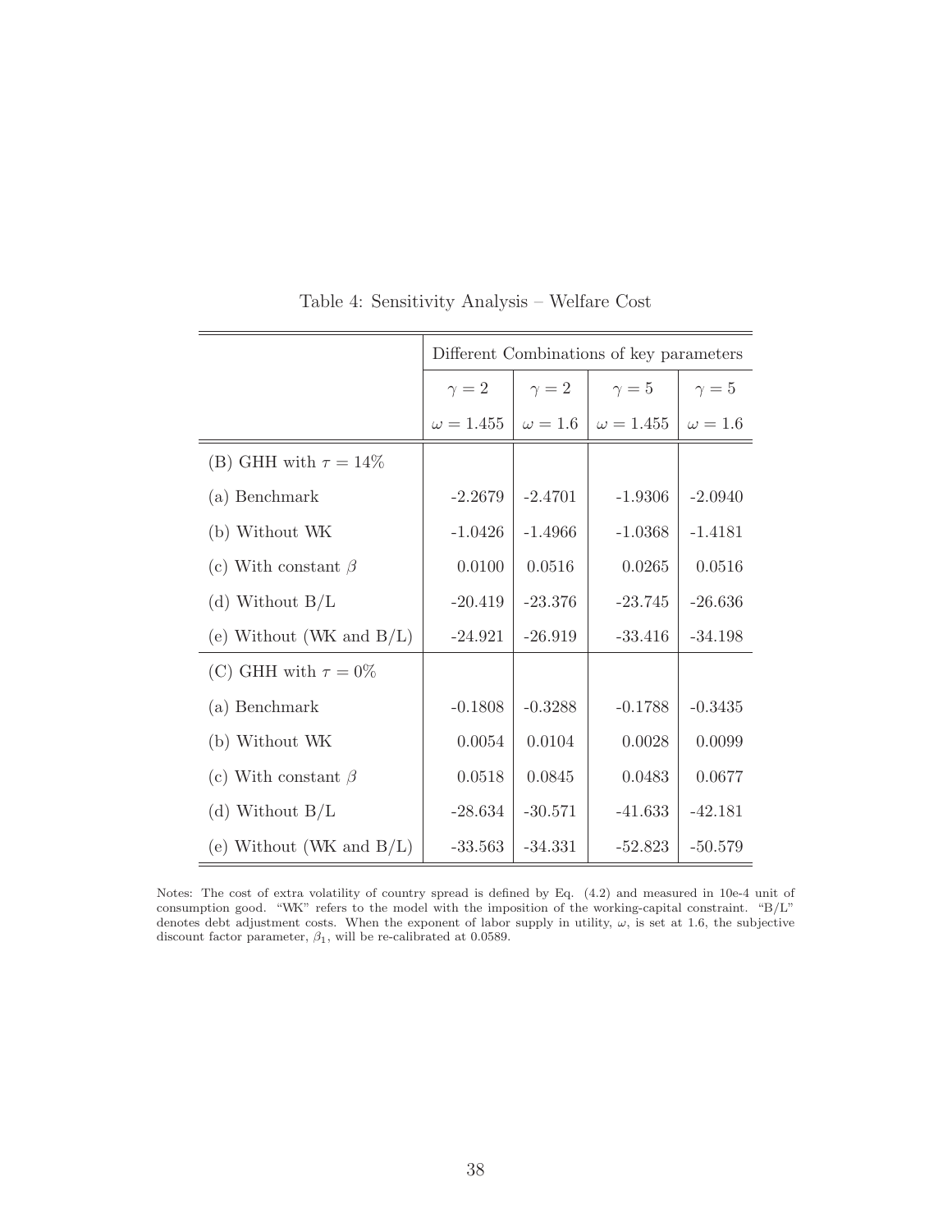Table 4: Sensitivity Analysis – Welfare Cost

| | Different Combinations of key parameters | | | |
|---|---|---|---|---|
| | $\gamma = 2$ | $\gamma = 2$ | $\gamma = 5$ | $\gamma = 5$ |
| | $\omega = 1.455$ | $\omega = 1.6$ | $\omega = 1.455$ | $\omega = 1.6$ |
| (B) GHH with $\tau = 14\%$ | | | | |
| (a) Benchmark | -2.2679 | -2.4701 | -1.9306 | -2.0940 |
| (b) Without WK | -1.0426 | -1.4966 | -1.0368 | -1.4181 |
| (c) With constant $\beta$ | 0.0100 | 0.0516 | 0.0265 | 0.0516 |
| (d) Without B/L | -20.419 | -23.376 | -23.745 | -26.636 |
| (e) Without (WK and B/L) | -24.921 | -26.919 | -33.416 | -34.198 |
| (C) GHH with $\tau = 0\%$ | | | | |
| (a) Benchmark | -0.1808 | -0.3288 | -0.1788 | -0.3435 |
| (b) Without WK | 0.0054 | 0.0104 | 0.0028 | 0.0099 |
| (c) With constant $\beta$ | 0.0518 | 0.0845 | 0.0483 | 0.0677 |
| (d) Without B/L | -28.634 | -30.571 | -41.633 | -42.181 |
| (e) Without (WK and B/L) | -33.563 | -34.331 | -52.823 | -50.579 |

Notes: The cost of extra volatility of country spread is defined by Eq. (4.2) and measured in 10e-4 unit of consumption good. "WK" refers to the model with the imposition of the working-capital constraint. "B/L" denotes debt adjustment costs. When the exponent of labor supply in utility, $\omega$, is set at 1.6, the subjective discount factor parameter, $\beta_1$, will be re-calibrated at 0.0589.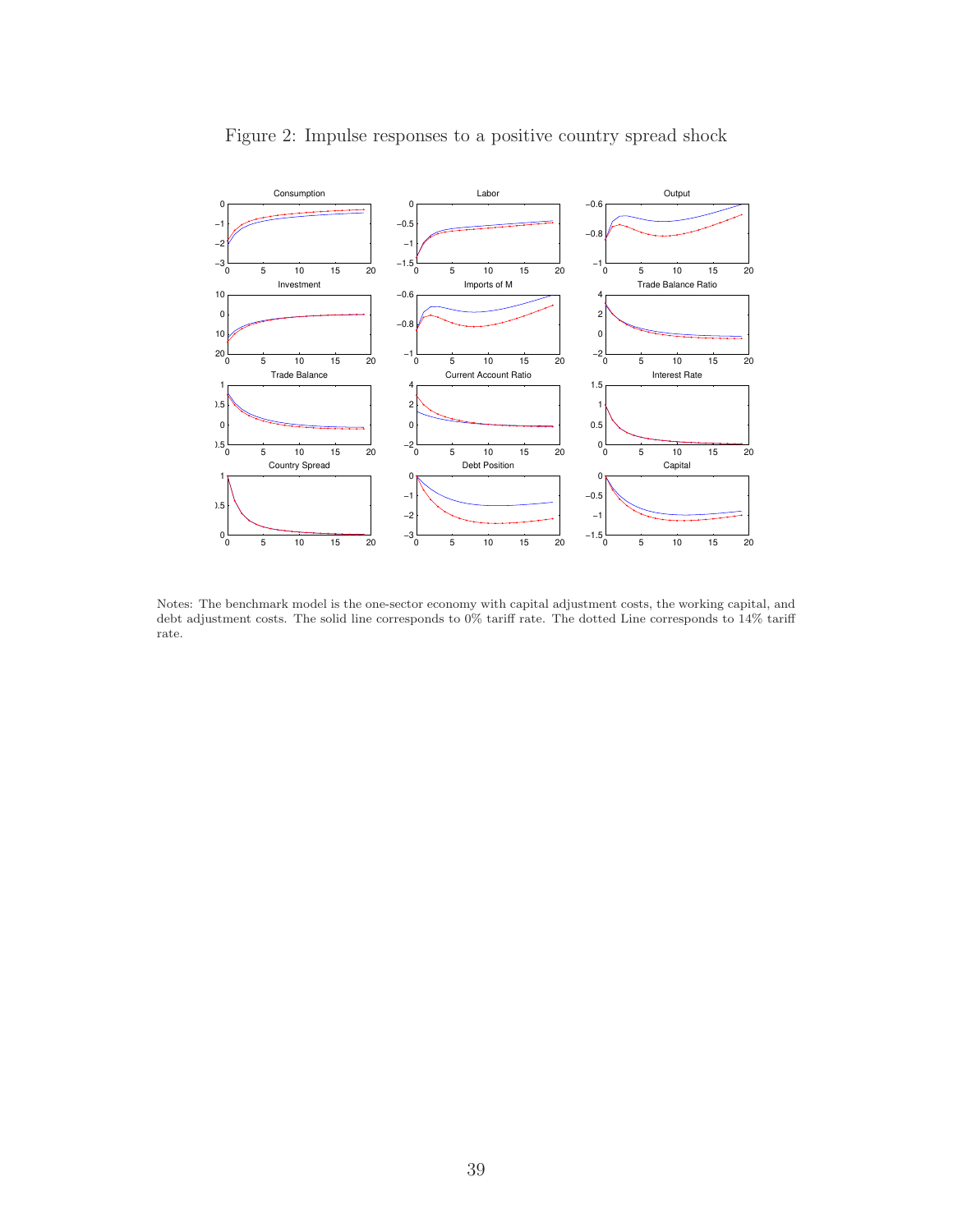Figure 2: Impulse responses to a positive country spread shock

Notes: The benchmark model is the one-sector economy with capital adjustment costs, the working capital, and debt adjustment costs. The solid line corresponds to 0% tariff rate. The dotted Line corresponds to 14% tariff rate.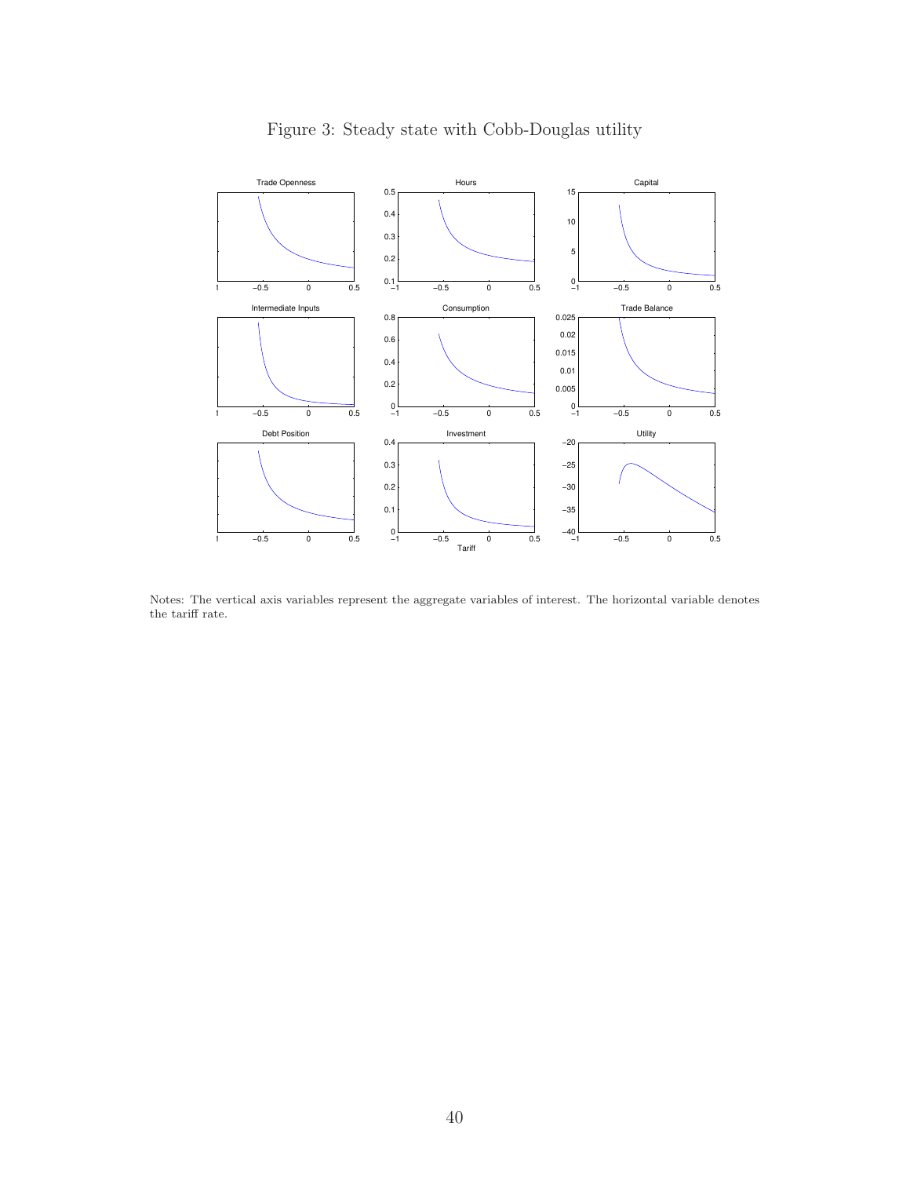Figure 3: Steady state with Cobb-Douglas utility

Notes: The vertical axis variables represent the aggregate variables of interest. The horizontal variable denotes the tariff rate.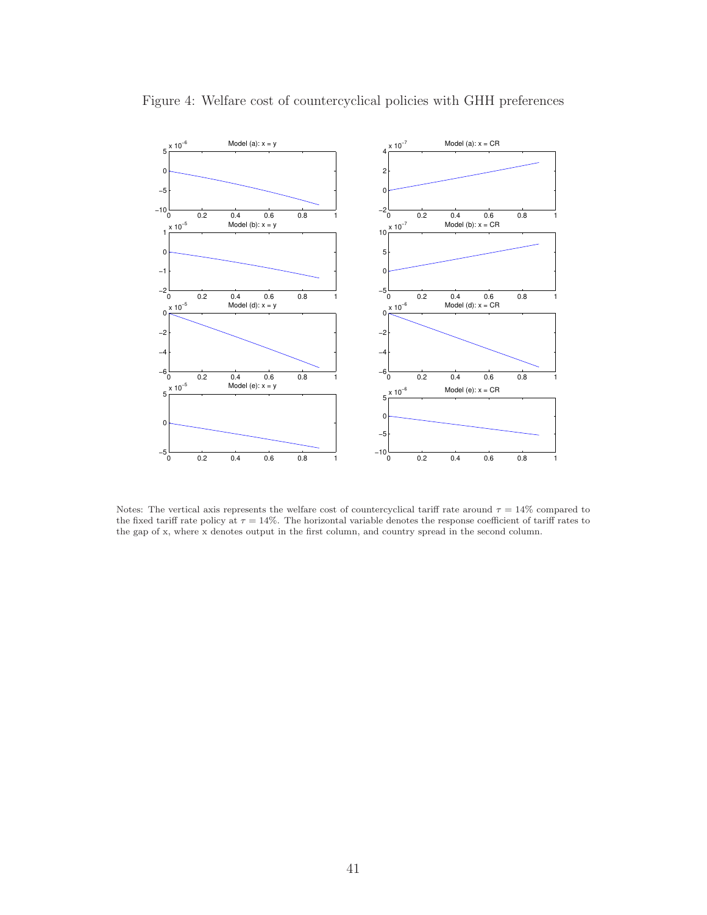Figure 4: Welfare cost of countercyclical policies with GHH preferences

Notes: The vertical axis represents the welfare cost of countercyclical tariff rate around $\tau = 14\%$ compared to the fixed tariff rate policy at $\tau = 14\%$. The horizontal variable denotes the response coefficient of tariff rates to the gap of x, where x denotes output in the first column, and country spread in the second column.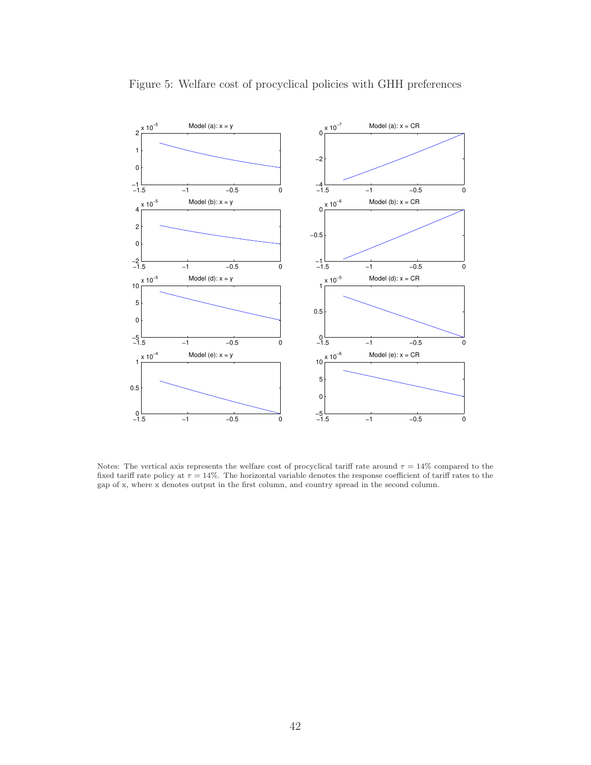Figure 5: Welfare cost of procyclical policies with GHH preferences

Model (a): x = y
x $10^{-5}$
2
1
0
−1
−1.5 −1 −0.5 0

Model (a): x = CR
x $10^{-7}$
0
−2
−4
−1.5 −1 −0.5 0

Model (b): x = y
x $10^{-5}$
4
2
0
−2
−1.5 −1 −0.5 0

Model (b): x = CR
x $10^{-6}$
0
−0.5
−1
−1.5 −1 −0.5 0

Model (d): x = y
x $10^{-5}$
10
5
0
−5
−1.5 −1 −0.5 0

Model (d): x = CR
x $10^{-5}$
1
0.5
0
−1.5 −1 −0.5 0

Model (e): x = y
x $10^{-4}$
1
0.5
0
−1.5 −1 −0.5 0

Model (e): x = CR
x $10^{-6}$
10
5
0
−5
−1.5 −1 −0.5 0

Notes: The vertical axis represents the welfare cost of procyclical tariff rate around $\tau = 14\%$ compared to the fixed tariff rate policy at $\tau = 14\%$. The horizontal variable denotes the response coefficient of tariff rates to the gap of x, where x denotes output in the first column, and country spread in the second column.